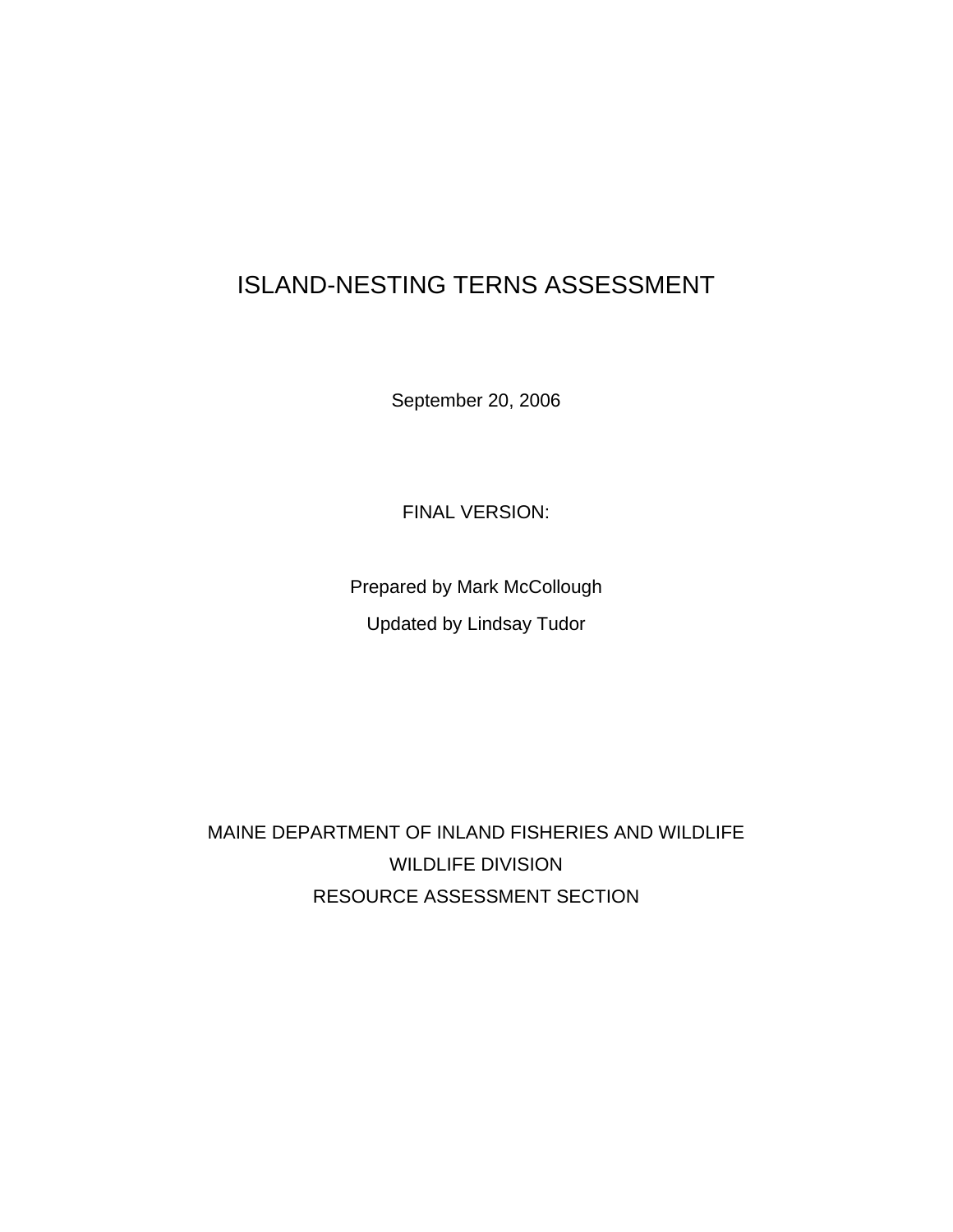# ISLAND-NESTING TERNS ASSESSMENT

September 20, 2006

FINAL VERSION:

Prepared by Mark McCollough

Updated by Lindsay Tudor

MAINE DEPARTMENT OF INLAND FISHERIES AND WILDLIFE

WILDLIFE DIVISION

RESOURCE ASSESSMENT SECTION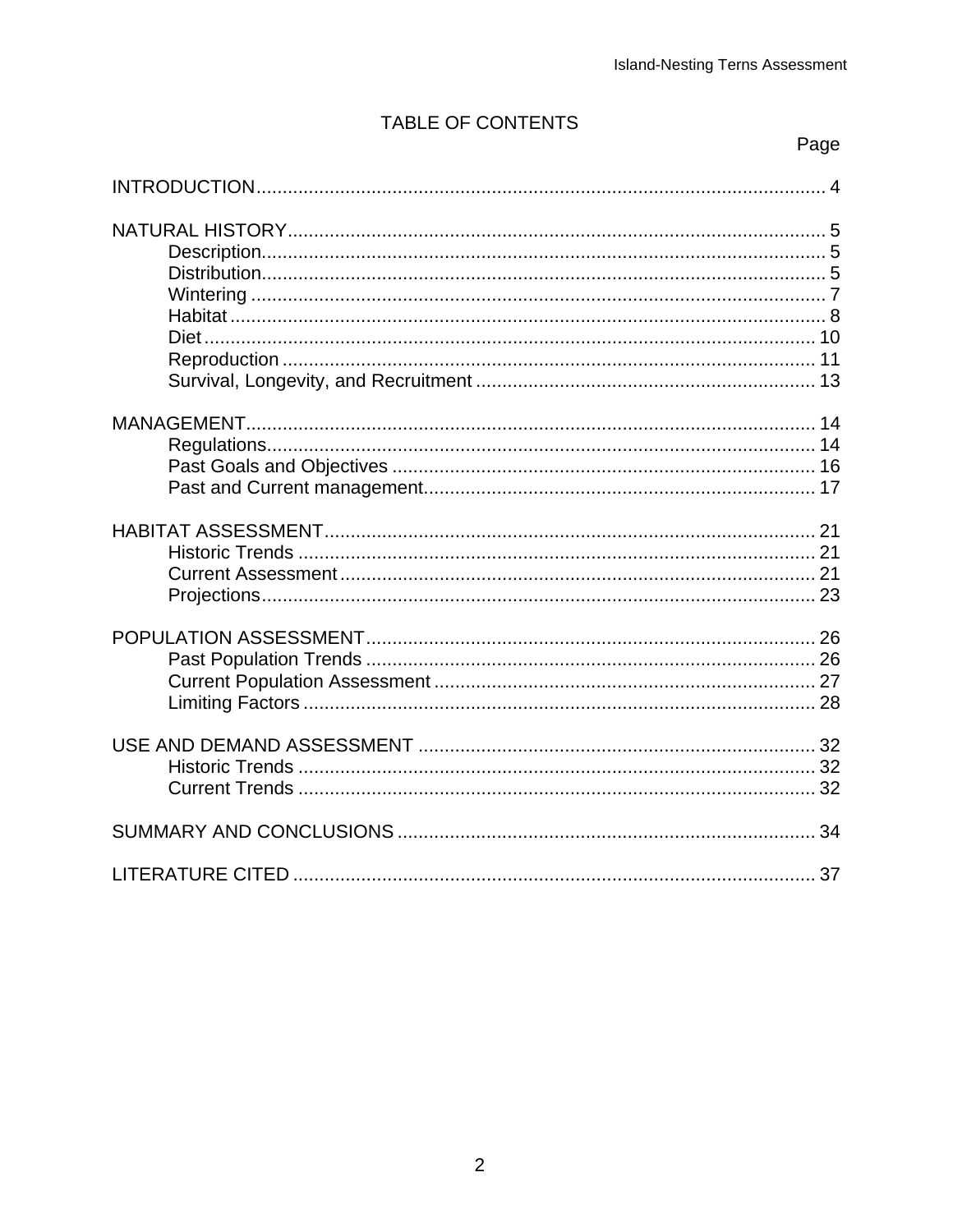# TABLE OF CONTENTS

| | Page |
|---|---|
| INTRODUCTION | 4 |
| NATURAL HISTORY | 5 |
| Description | 5 |
| Distribution | 5 |
| Wintering | 7 |
| Habitat | 8 |
| Diet | 10 |
| Reproduction | 11 |
| Survival, Longevity, and Recruitment | 13 |
| MANAGEMENT | 14 |
| Regulations | 14 |
| Past Goals and Objectives | 16 |
| Past and Current management | 17 |
| HABITAT ASSESSMENT | 21 |
| Historic Trends | 21 |
| Current Assessment | 21 |
| Projections | 23 |
| POPULATION ASSESSMENT | 26 |
| Past Population Trends | 26 |
| Current Population Assessment | 27 |
| Limiting Factors | 28 |
| USE AND DEMAND ASSESSMENT | 32 |
| Historic Trends | 32 |
| Current Trends | 32 |
| SUMMARY AND CONCLUSIONS | 34 |
| LITERATURE CITED | 37 |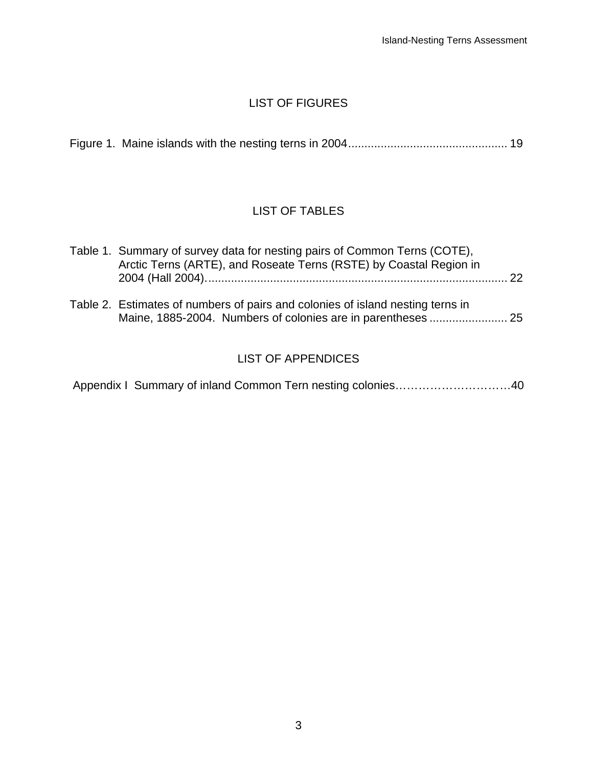## LIST OF FIGURES

Figure 1. Maine islands with the nesting terns in 2004................................................ 19

## LIST OF TABLES

Table 1. Summary of survey data for nesting pairs of Common Terns (COTE), Arctic Terns (ARTE), and Roseate Terns (RSTE) by Coastal Region in 2004 (Hall 2004)........................................................................................... 22

Table 2. Estimates of numbers of pairs and colonies of island nesting terns in Maine, 1885-2004. Numbers of colonies are in parentheses ....................... 25

## LIST OF APPENDICES

Appendix I Summary of inland Common Tern nesting colonies…………………………40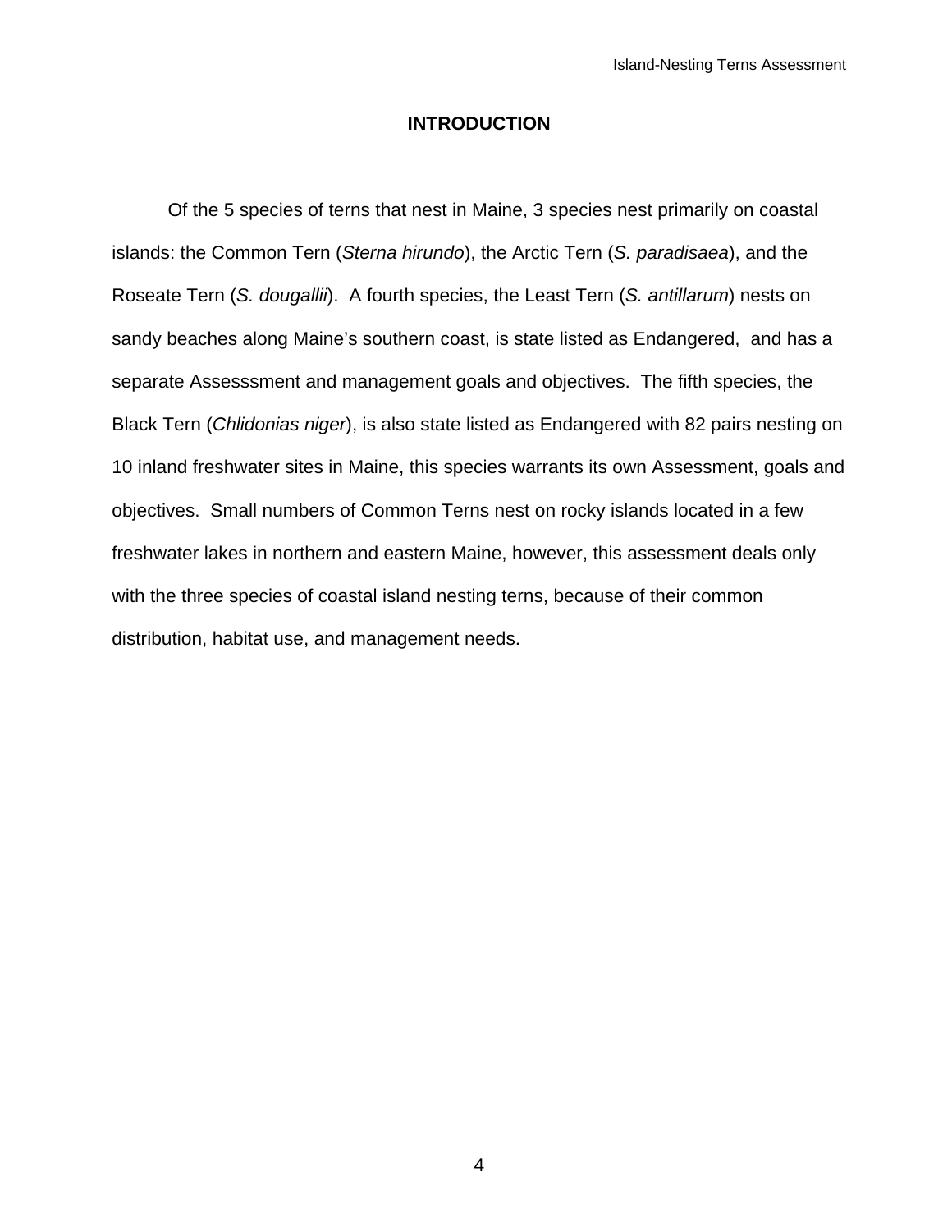# INTRODUCTION

Of the 5 species of terns that nest in Maine, 3 species nest primarily on coastal islands: the Common Tern (*Sterna hirundo*), the Arctic Tern (*S. paradisaea*), and the Roseate Tern (*S. dougallii*). A fourth species, the Least Tern (*S. antillarum*) nests on sandy beaches along Maine's southern coast, is state listed as Endangered, and has a separate Assesssment and management goals and objectives. The fifth species, the Black Tern (*Chlidonias niger*), is also state listed as Endangered with 82 pairs nesting on 10 inland freshwater sites in Maine, this species warrants its own Assessment, goals and objectives. Small numbers of Common Terns nest on rocky islands located in a few freshwater lakes in northern and eastern Maine, however, this assessment deals only with the three species of coastal island nesting terns, because of their common distribution, habitat use, and management needs.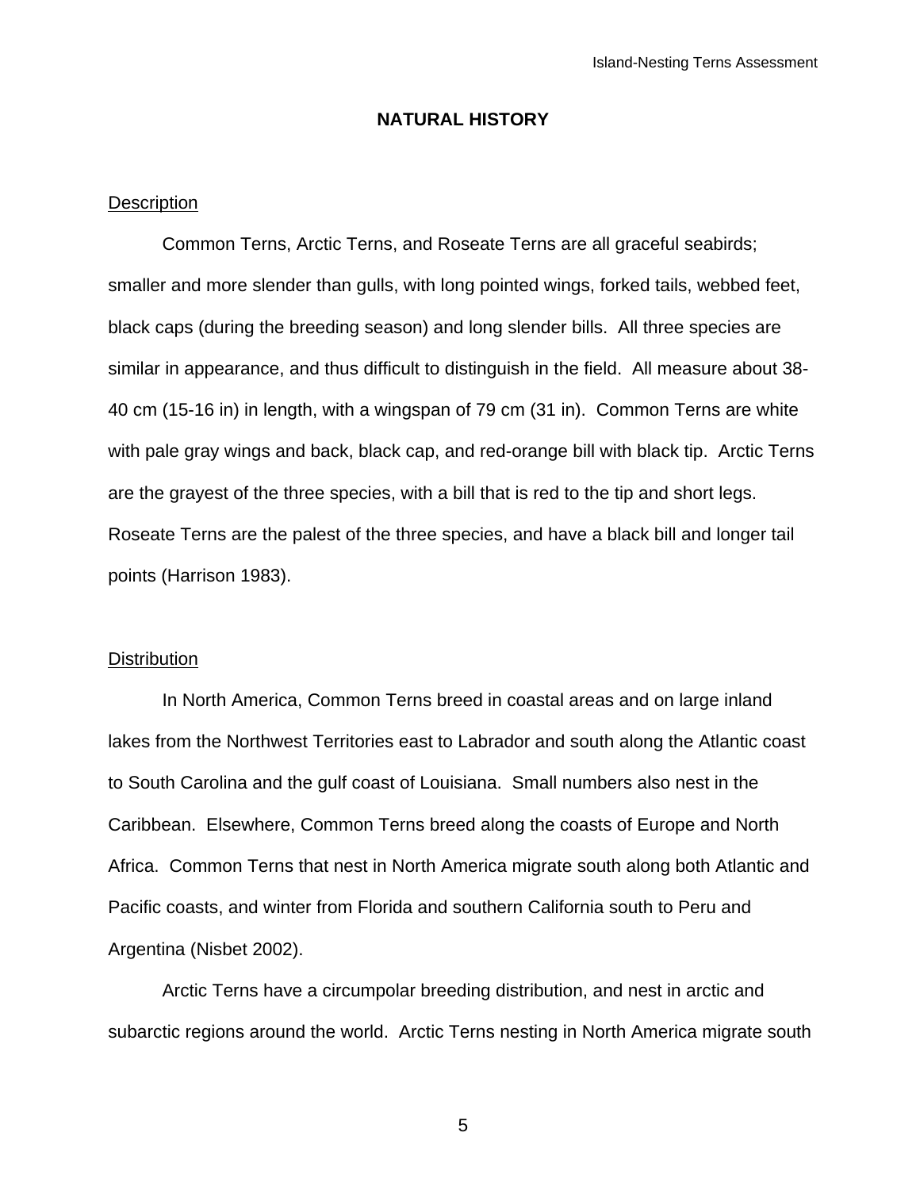## NATURAL HISTORY

### Description

Common Terns, Arctic Terns, and Roseate Terns are all graceful seabirds; smaller and more slender than gulls, with long pointed wings, forked tails, webbed feet, black caps (during the breeding season) and long slender bills. All three species are similar in appearance, and thus difficult to distinguish in the field. All measure about 38-40 cm (15-16 in) in length, with a wingspan of 79 cm (31 in). Common Terns are white with pale gray wings and back, black cap, and red-orange bill with black tip. Arctic Terns are the grayest of the three species, with a bill that is red to the tip and short legs. Roseate Terns are the palest of the three species, and have a black bill and longer tail points (Harrison 1983).

### Distribution

In North America, Common Terns breed in coastal areas and on large inland lakes from the Northwest Territories east to Labrador and south along the Atlantic coast to South Carolina and the gulf coast of Louisiana. Small numbers also nest in the Caribbean. Elsewhere, Common Terns breed along the coasts of Europe and North Africa. Common Terns that nest in North America migrate south along both Atlantic and Pacific coasts, and winter from Florida and southern California south to Peru and Argentina (Nisbet 2002).

Arctic Terns have a circumpolar breeding distribution, and nest in arctic and subarctic regions around the world. Arctic Terns nesting in North America migrate south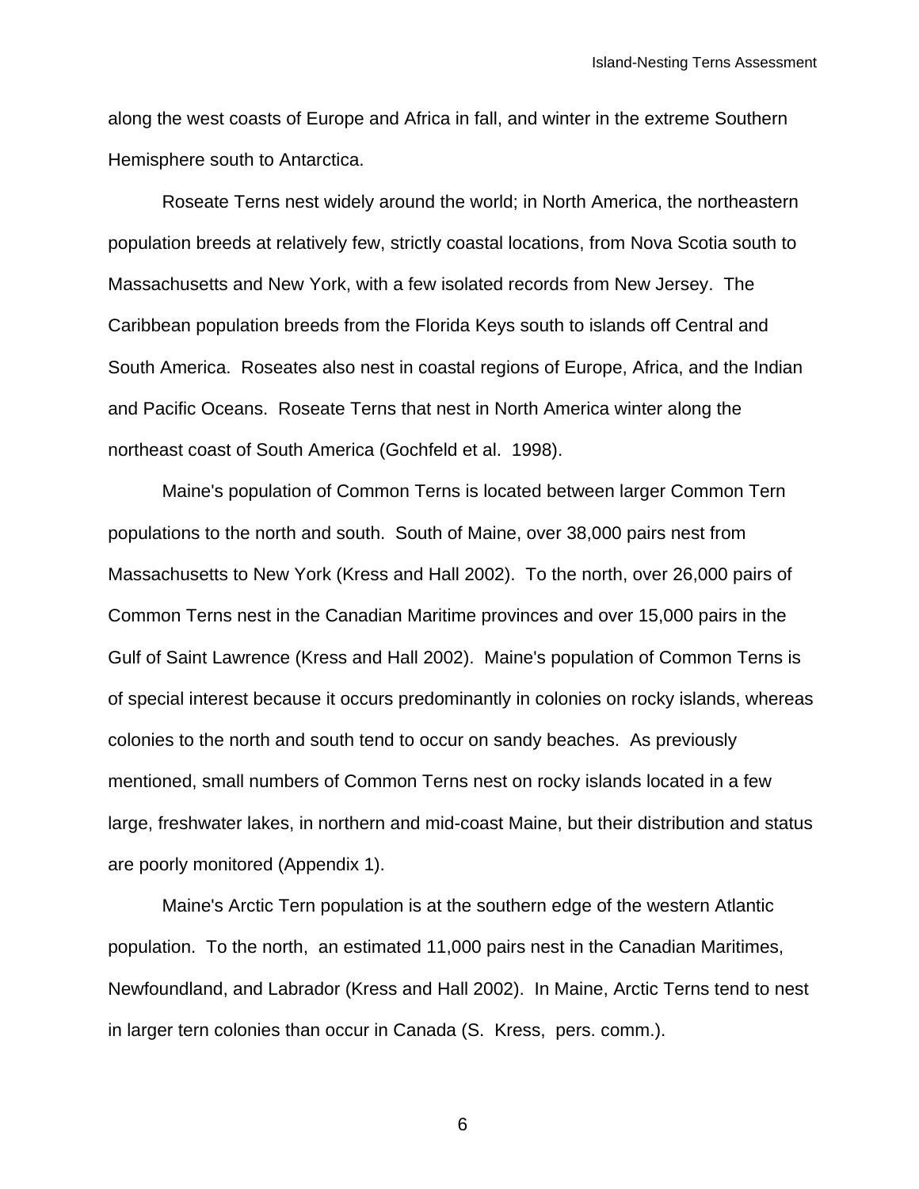along the west coasts of Europe and Africa in fall, and winter in the extreme Southern Hemisphere south to Antarctica.

Roseate Terns nest widely around the world; in North America, the northeastern population breeds at relatively few, strictly coastal locations, from Nova Scotia south to Massachusetts and New York, with a few isolated records from New Jersey. The Caribbean population breeds from the Florida Keys south to islands off Central and South America. Roseates also nest in coastal regions of Europe, Africa, and the Indian and Pacific Oceans. Roseate Terns that nest in North America winter along the northeast coast of South America (Gochfeld et al. 1998).

Maine's population of Common Terns is located between larger Common Tern populations to the north and south. South of Maine, over 38,000 pairs nest from Massachusetts to New York (Kress and Hall 2002). To the north, over 26,000 pairs of Common Terns nest in the Canadian Maritime provinces and over 15,000 pairs in the Gulf of Saint Lawrence (Kress and Hall 2002). Maine's population of Common Terns is of special interest because it occurs predominantly in colonies on rocky islands, whereas colonies to the north and south tend to occur on sandy beaches. As previously mentioned, small numbers of Common Terns nest on rocky islands located in a few large, freshwater lakes, in northern and mid-coast Maine, but their distribution and status are poorly monitored (Appendix 1).

Maine's Arctic Tern population is at the southern edge of the western Atlantic population. To the north, an estimated 11,000 pairs nest in the Canadian Maritimes, Newfoundland, and Labrador (Kress and Hall 2002). In Maine, Arctic Terns tend to nest in larger tern colonies than occur in Canada (S. Kress, pers. comm.).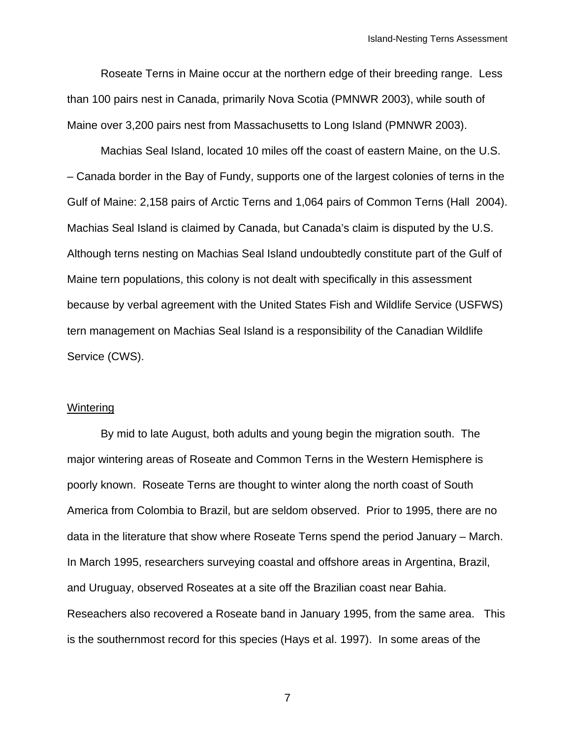Roseate Terns in Maine occur at the northern edge of their breeding range. Less than 100 pairs nest in Canada, primarily Nova Scotia (PMNWR 2003), while south of Maine over 3,200 pairs nest from Massachusetts to Long Island (PMNWR 2003).

Machias Seal Island, located 10 miles off the coast of eastern Maine, on the U.S. – Canada border in the Bay of Fundy, supports one of the largest colonies of terns in the Gulf of Maine: 2,158 pairs of Arctic Terns and 1,064 pairs of Common Terns (Hall 2004). Machias Seal Island is claimed by Canada, but Canada's claim is disputed by the U.S. Although terns nesting on Machias Seal Island undoubtedly constitute part of the Gulf of Maine tern populations, this colony is not dealt with specifically in this assessment because by verbal agreement with the United States Fish and Wildlife Service (USFWS) tern management on Machias Seal Island is a responsibility of the Canadian Wildlife Service (CWS).

<u>Wintering</u>

By mid to late August, both adults and young begin the migration south. The major wintering areas of Roseate and Common Terns in the Western Hemisphere is poorly known. Roseate Terns are thought to winter along the north coast of South America from Colombia to Brazil, but are seldom observed. Prior to 1995, there are no data in the literature that show where Roseate Terns spend the period January – March. In March 1995, researchers surveying coastal and offshore areas in Argentina, Brazil, and Uruguay, observed Roseates at a site off the Brazilian coast near Bahia. Reseachers also recovered a Roseate band in January 1995, from the same area. This is the southernmost record for this species (Hays et al. 1997). In some areas of the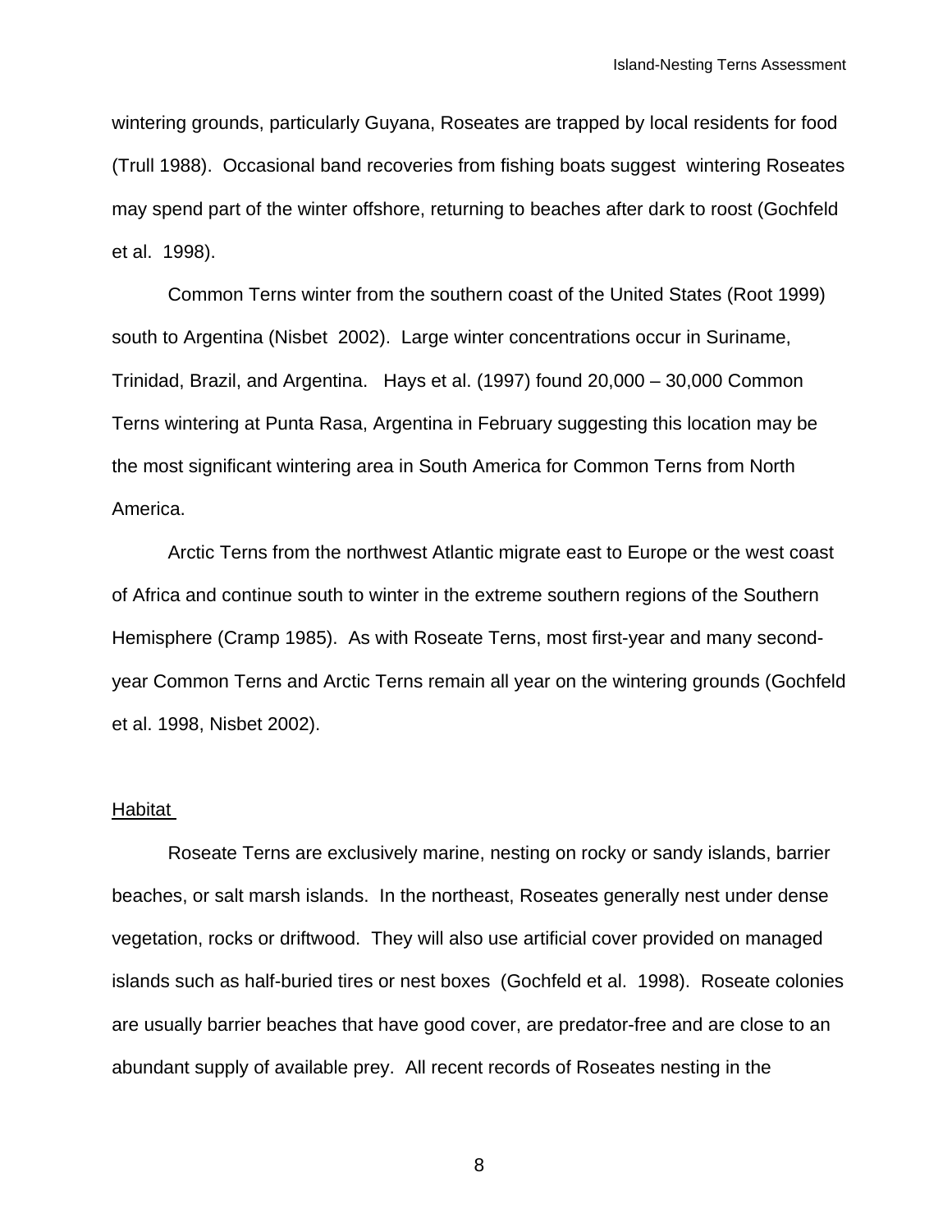wintering grounds, particularly Guyana, Roseates are trapped by local residents for food (Trull 1988). Occasional band recoveries from fishing boats suggest wintering Roseates may spend part of the winter offshore, returning to beaches after dark to roost (Gochfeld et al. 1998).

Common Terns winter from the southern coast of the United States (Root 1999) south to Argentina (Nisbet 2002). Large winter concentrations occur in Suriname, Trinidad, Brazil, and Argentina. Hays et al. (1997) found 20,000 – 30,000 Common Terns wintering at Punta Rasa, Argentina in February suggesting this location may be the most significant wintering area in South America for Common Terns from North America.

Arctic Terns from the northwest Atlantic migrate east to Europe or the west coast of Africa and continue south to winter in the extreme southern regions of the Southern Hemisphere (Cramp 1985). As with Roseate Terns, most first-year and many second-year Common Terns and Arctic Terns remain all year on the wintering grounds (Gochfeld et al. 1998, Nisbet 2002).

## Habitat

Roseate Terns are exclusively marine, nesting on rocky or sandy islands, barrier beaches, or salt marsh islands. In the northeast, Roseates generally nest under dense vegetation, rocks or driftwood. They will also use artificial cover provided on managed islands such as half-buried tires or nest boxes (Gochfeld et al. 1998). Roseate colonies are usually barrier beaches that have good cover, are predator-free and are close to an abundant supply of available prey. All recent records of Roseates nesting in the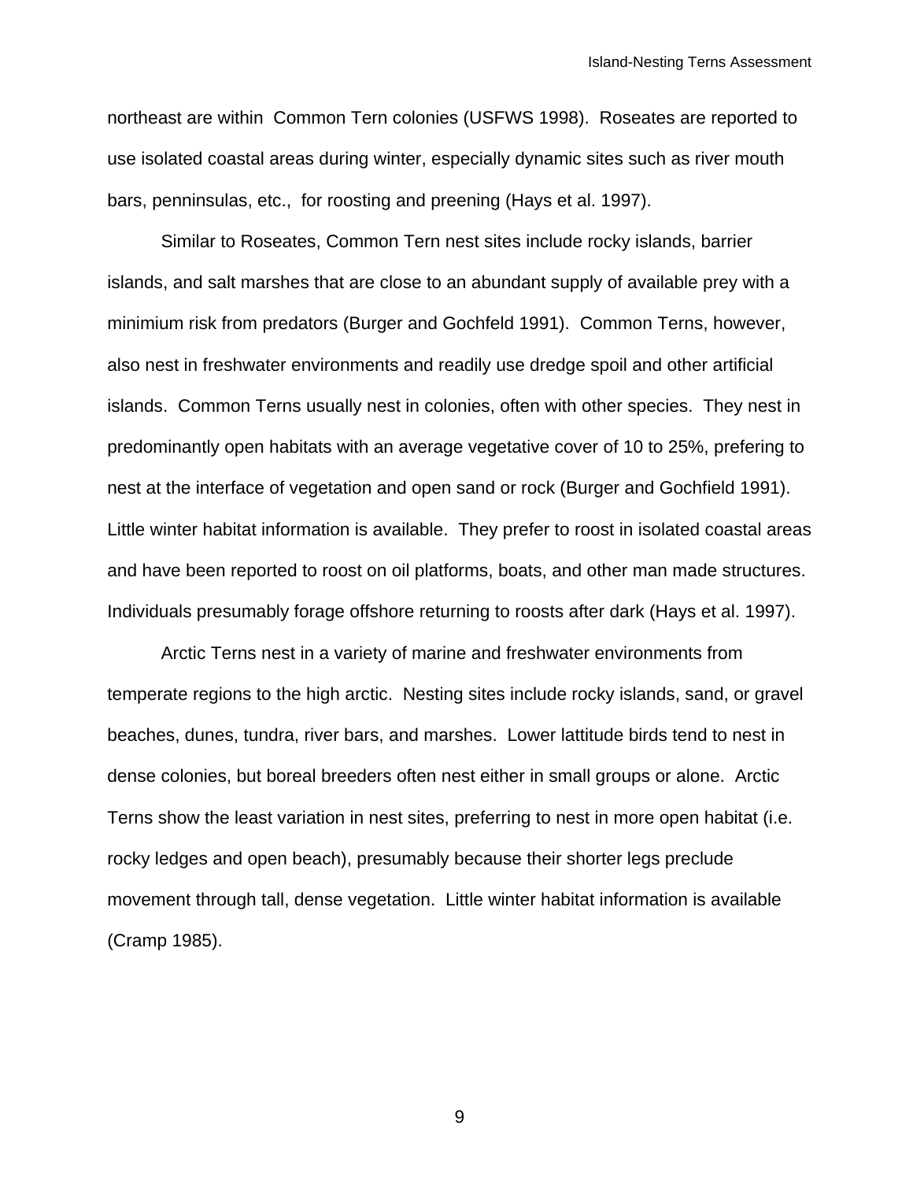northeast are within Common Tern colonies (USFWS 1998). Roseates are reported to use isolated coastal areas during winter, especially dynamic sites such as river mouth bars, penninsulas, etc., for roosting and preening (Hays et al. 1997).

Similar to Roseates, Common Tern nest sites include rocky islands, barrier islands, and salt marshes that are close to an abundant supply of available prey with a minimium risk from predators (Burger and Gochfeld 1991). Common Terns, however, also nest in freshwater environments and readily use dredge spoil and other artificial islands. Common Terns usually nest in colonies, often with other species. They nest in predominantly open habitats with an average vegetative cover of 10 to 25%, prefering to nest at the interface of vegetation and open sand or rock (Burger and Gochfield 1991). Little winter habitat information is available. They prefer to roost in isolated coastal areas and have been reported to roost on oil platforms, boats, and other man made structures. Individuals presumably forage offshore returning to roosts after dark (Hays et al. 1997).

Arctic Terns nest in a variety of marine and freshwater environments from temperate regions to the high arctic. Nesting sites include rocky islands, sand, or gravel beaches, dunes, tundra, river bars, and marshes. Lower lattitude birds tend to nest in dense colonies, but boreal breeders often nest either in small groups or alone. Arctic Terns show the least variation in nest sites, preferring to nest in more open habitat (i.e. rocky ledges and open beach), presumably because their shorter legs preclude movement through tall, dense vegetation. Little winter habitat information is available (Cramp 1985).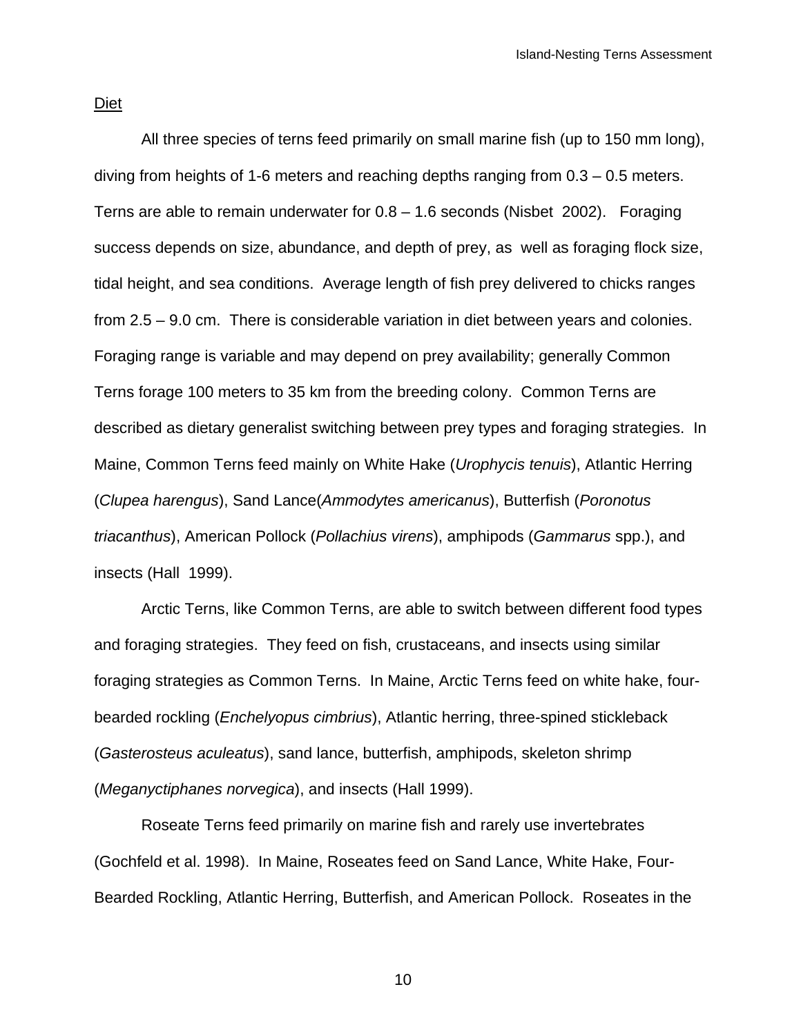Diet

All three species of terns feed primarily on small marine fish (up to 150 mm long), diving from heights of 1-6 meters and reaching depths ranging from 0.3 – 0.5 meters. Terns are able to remain underwater for 0.8 – 1.6 seconds (Nisbet 2002). Foraging success depends on size, abundance, and depth of prey, as well as foraging flock size, tidal height, and sea conditions. Average length of fish prey delivered to chicks ranges from 2.5 – 9.0 cm. There is considerable variation in diet between years and colonies. Foraging range is variable and may depend on prey availability; generally Common Terns forage 100 meters to 35 km from the breeding colony. Common Terns are described as dietary generalist switching between prey types and foraging strategies. In Maine, Common Terns feed mainly on White Hake (*Urophycis tenuis*), Atlantic Herring (*Clupea harengus*), Sand Lance(*Ammodytes americanus*), Butterfish (*Poronotus triacanthus*), American Pollock (*Pollachius virens*), amphipods (*Gammarus* spp.), and insects (Hall 1999).

Arctic Terns, like Common Terns, are able to switch between different food types and foraging strategies. They feed on fish, crustaceans, and insects using similar foraging strategies as Common Terns. In Maine, Arctic Terns feed on white hake, four-bearded rockling (*Enchelyopus cimbrius*), Atlantic herring, three-spined stickleback (*Gasterosteus aculeatus*), sand lance, butterfish, amphipods, skeleton shrimp (*Meganyctiphanes norvegica*), and insects (Hall 1999).

Roseate Terns feed primarily on marine fish and rarely use invertebrates (Gochfeld et al. 1998). In Maine, Roseates feed on Sand Lance, White Hake, Four-Bearded Rockling, Atlantic Herring, Butterfish, and American Pollock. Roseates in the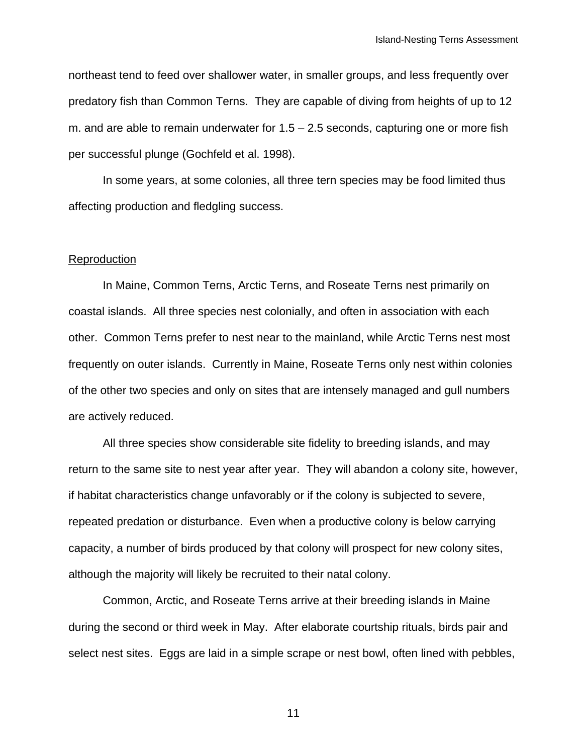northeast tend to feed over shallower water, in smaller groups, and less frequently over predatory fish than Common Terns. They are capable of diving from heights of up to 12 m. and are able to remain underwater for 1.5 – 2.5 seconds, capturing one or more fish per successful plunge (Gochfeld et al. 1998).

In some years, at some colonies, all three tern species may be food limited thus affecting production and fledgling success.

Reproduction

In Maine, Common Terns, Arctic Terns, and Roseate Terns nest primarily on coastal islands. All three species nest colonially, and often in association with each other. Common Terns prefer to nest near to the mainland, while Arctic Terns nest most frequently on outer islands. Currently in Maine, Roseate Terns only nest within colonies of the other two species and only on sites that are intensely managed and gull numbers are actively reduced.

All three species show considerable site fidelity to breeding islands, and may return to the same site to nest year after year. They will abandon a colony site, however, if habitat characteristics change unfavorably or if the colony is subjected to severe, repeated predation or disturbance. Even when a productive colony is below carrying capacity, a number of birds produced by that colony will prospect for new colony sites, although the majority will likely be recruited to their natal colony.

Common, Arctic, and Roseate Terns arrive at their breeding islands in Maine during the second or third week in May. After elaborate courtship rituals, birds pair and select nest sites. Eggs are laid in a simple scrape or nest bowl, often lined with pebbles,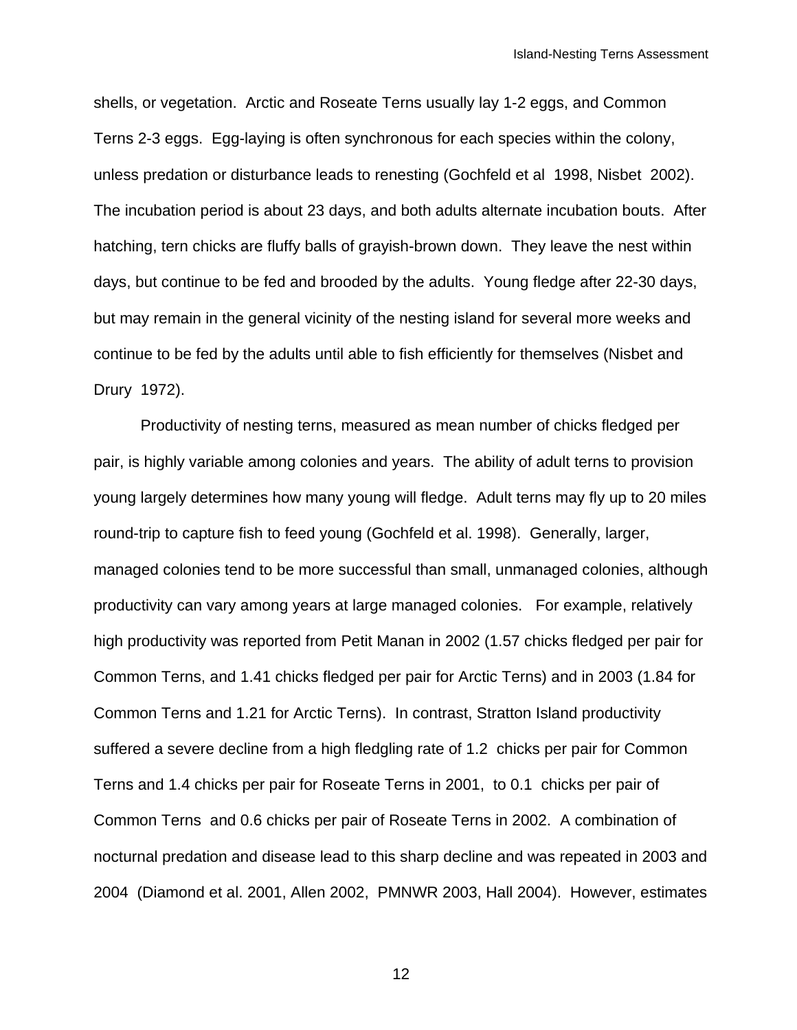shells, or vegetation. Arctic and Roseate Terns usually lay 1-2 eggs, and Common Terns 2-3 eggs. Egg-laying is often synchronous for each species within the colony, unless predation or disturbance leads to renesting (Gochfeld et al 1998, Nisbet 2002). The incubation period is about 23 days, and both adults alternate incubation bouts. After hatching, tern chicks are fluffy balls of grayish-brown down. They leave the nest within days, but continue to be fed and brooded by the adults. Young fledge after 22-30 days, but may remain in the general vicinity of the nesting island for several more weeks and continue to be fed by the adults until able to fish efficiently for themselves (Nisbet and Drury 1972).

Productivity of nesting terns, measured as mean number of chicks fledged per pair, is highly variable among colonies and years. The ability of adult terns to provision young largely determines how many young will fledge. Adult terns may fly up to 20 miles round-trip to capture fish to feed young (Gochfeld et al. 1998). Generally, larger, managed colonies tend to be more successful than small, unmanaged colonies, although productivity can vary among years at large managed colonies. For example, relatively high productivity was reported from Petit Manan in 2002 (1.57 chicks fledged per pair for Common Terns, and 1.41 chicks fledged per pair for Arctic Terns) and in 2003 (1.84 for Common Terns and 1.21 for Arctic Terns). In contrast, Stratton Island productivity suffered a severe decline from a high fledgling rate of 1.2 chicks per pair for Common Terns and 1.4 chicks per pair for Roseate Terns in 2001, to 0.1 chicks per pair of Common Terns and 0.6 chicks per pair of Roseate Terns in 2002. A combination of nocturnal predation and disease lead to this sharp decline and was repeated in 2003 and 2004 (Diamond et al. 2001, Allen 2002, PMNWR 2003, Hall 2004). However, estimates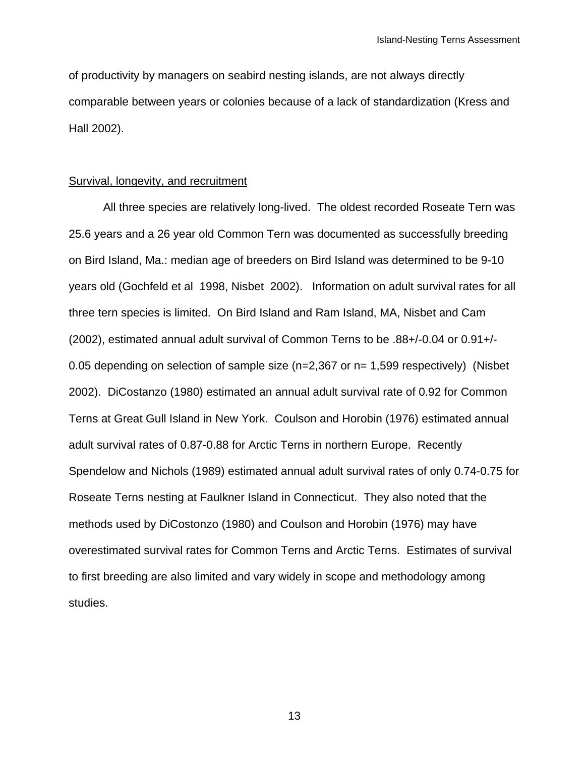of productivity by managers on seabird nesting islands, are not always directly comparable between years or colonies because of a lack of standardization (Kress and Hall 2002).

Survival, longevity, and recruitment

All three species are relatively long-lived. The oldest recorded Roseate Tern was 25.6 years and a 26 year old Common Tern was documented as successfully breeding on Bird Island, Ma.: median age of breeders on Bird Island was determined to be 9-10 years old (Gochfeld et al 1998, Nisbet 2002). Information on adult survival rates for all three tern species is limited. On Bird Island and Ram Island, MA, Nisbet and Cam (2002), estimated annual adult survival of Common Terns to be .88+/-0.04 or 0.91+/-0.05 depending on selection of sample size (n=2,367 or n= 1,599 respectively) (Nisbet 2002). DiCostanzo (1980) estimated an annual adult survival rate of 0.92 for Common Terns at Great Gull Island in New York. Coulson and Horobin (1976) estimated annual adult survival rates of 0.87-0.88 for Arctic Terns in northern Europe. Recently Spendelow and Nichols (1989) estimated annual adult survival rates of only 0.74-0.75 for Roseate Terns nesting at Faulkner Island in Connecticut. They also noted that the methods used by DiCostonzo (1980) and Coulson and Horobin (1976) may have overestimated survival rates for Common Terns and Arctic Terns. Estimates of survival to first breeding are also limited and vary widely in scope and methodology among studies.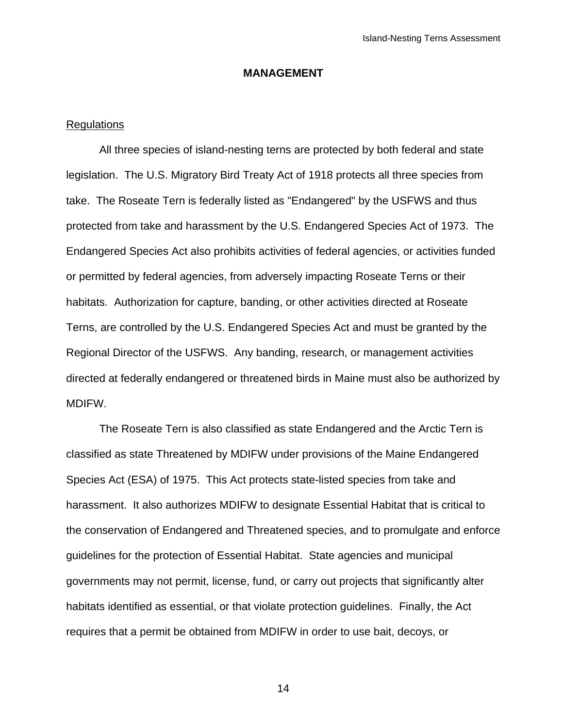## MANAGEMENT

### Regulations

All three species of island-nesting terns are protected by both federal and state legislation. The U.S. Migratory Bird Treaty Act of 1918 protects all three species from take. The Roseate Tern is federally listed as "Endangered" by the USFWS and thus protected from take and harassment by the U.S. Endangered Species Act of 1973. The Endangered Species Act also prohibits activities of federal agencies, or activities funded or permitted by federal agencies, from adversely impacting Roseate Terns or their habitats. Authorization for capture, banding, or other activities directed at Roseate Terns, are controlled by the U.S. Endangered Species Act and must be granted by the Regional Director of the USFWS. Any banding, research, or management activities directed at federally endangered or threatened birds in Maine must also be authorized by MDIFW.

The Roseate Tern is also classified as state Endangered and the Arctic Tern is classified as state Threatened by MDIFW under provisions of the Maine Endangered Species Act (ESA) of 1975. This Act protects state-listed species from take and harassment. It also authorizes MDIFW to designate Essential Habitat that is critical to the conservation of Endangered and Threatened species, and to promulgate and enforce guidelines for the protection of Essential Habitat. State agencies and municipal governments may not permit, license, fund, or carry out projects that significantly alter habitats identified as essential, or that violate protection guidelines. Finally, the Act requires that a permit be obtained from MDIFW in order to use bait, decoys, or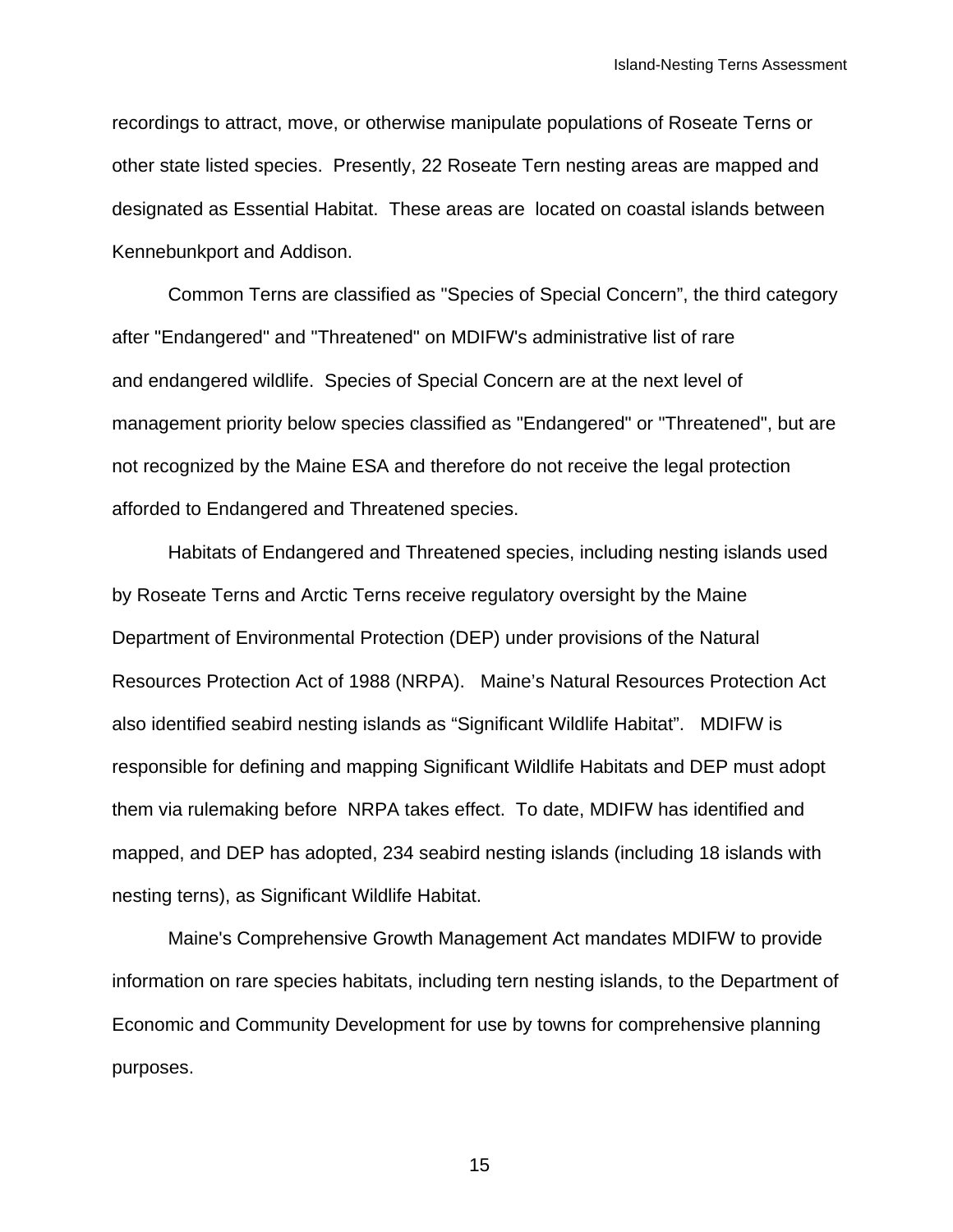recordings to attract, move, or otherwise manipulate populations of Roseate Terns or other state listed species. Presently, 22 Roseate Tern nesting areas are mapped and designated as Essential Habitat. These areas are located on coastal islands between Kennebunkport and Addison.

Common Terns are classified as "Species of Special Concern", the third category after "Endangered" and "Threatened" on MDIFW's administrative list of rare and endangered wildlife. Species of Special Concern are at the next level of management priority below species classified as "Endangered" or "Threatened", but are not recognized by the Maine ESA and therefore do not receive the legal protection afforded to Endangered and Threatened species.

Habitats of Endangered and Threatened species, including nesting islands used by Roseate Terns and Arctic Terns receive regulatory oversight by the Maine Department of Environmental Protection (DEP) under provisions of the Natural Resources Protection Act of 1988 (NRPA). Maine's Natural Resources Protection Act also identified seabird nesting islands as "Significant Wildlife Habitat". MDIFW is responsible for defining and mapping Significant Wildlife Habitats and DEP must adopt them via rulemaking before NRPA takes effect. To date, MDIFW has identified and mapped, and DEP has adopted, 234 seabird nesting islands (including 18 islands with nesting terns), as Significant Wildlife Habitat.

Maine's Comprehensive Growth Management Act mandates MDIFW to provide information on rare species habitats, including tern nesting islands, to the Department of Economic and Community Development for use by towns for comprehensive planning purposes.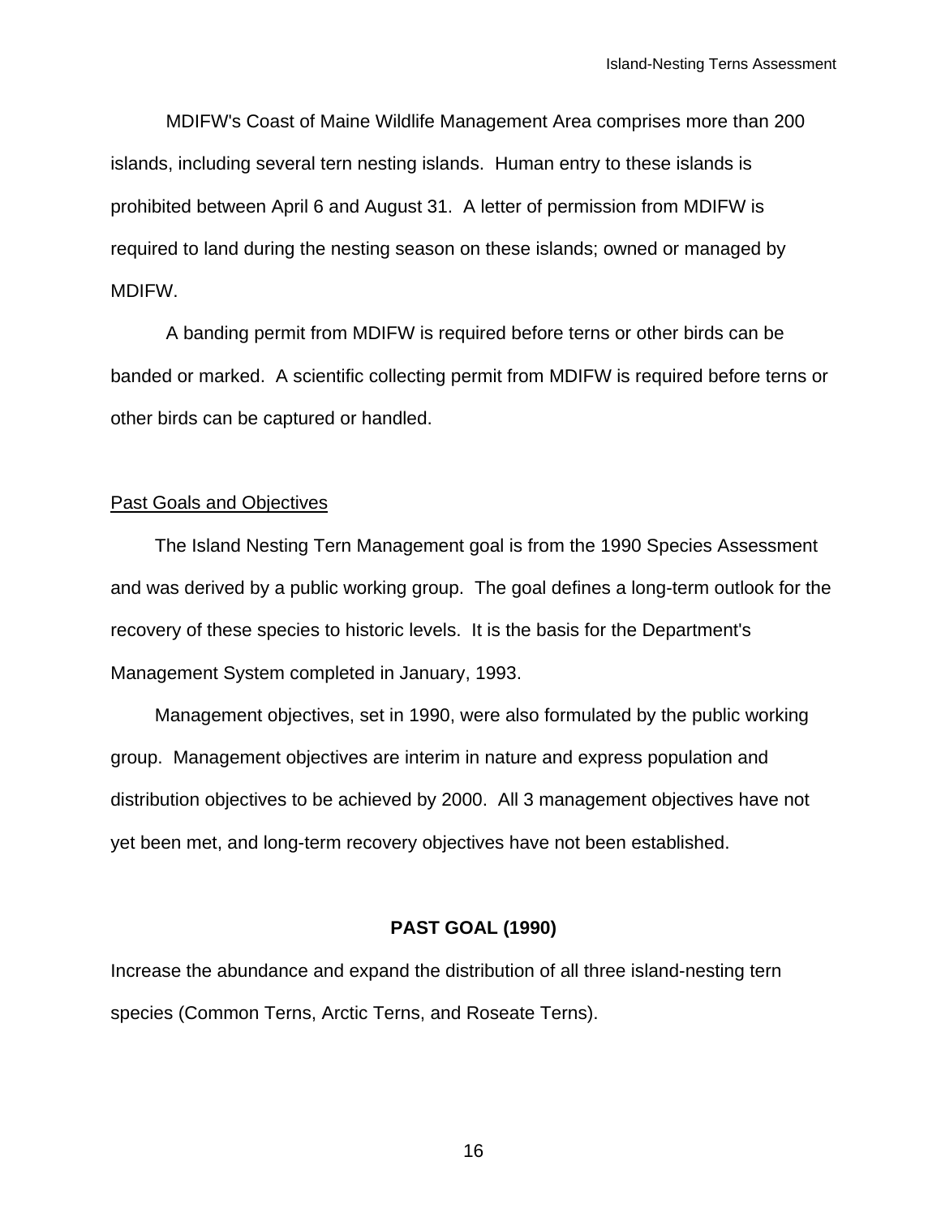MDIFW's Coast of Maine Wildlife Management Area comprises more than 200 islands, including several tern nesting islands. Human entry to these islands is prohibited between April 6 and August 31. A letter of permission from MDIFW is required to land during the nesting season on these islands; owned or managed by MDIFW.

A banding permit from MDIFW is required before terns or other birds can be banded or marked. A scientific collecting permit from MDIFW is required before terns or other birds can be captured or handled.

## Past Goals and Objectives

The Island Nesting Tern Management goal is from the 1990 Species Assessment and was derived by a public working group. The goal defines a long-term outlook for the recovery of these species to historic levels. It is the basis for the Department's Management System completed in January, 1993.

Management objectives, set in 1990, were also formulated by the public working group. Management objectives are interim in nature and express population and distribution objectives to be achieved by 2000. All 3 management objectives have not yet been met, and long-term recovery objectives have not been established.

### PAST GOAL (1990)

Increase the abundance and expand the distribution of all three island-nesting tern species (Common Terns, Arctic Terns, and Roseate Terns).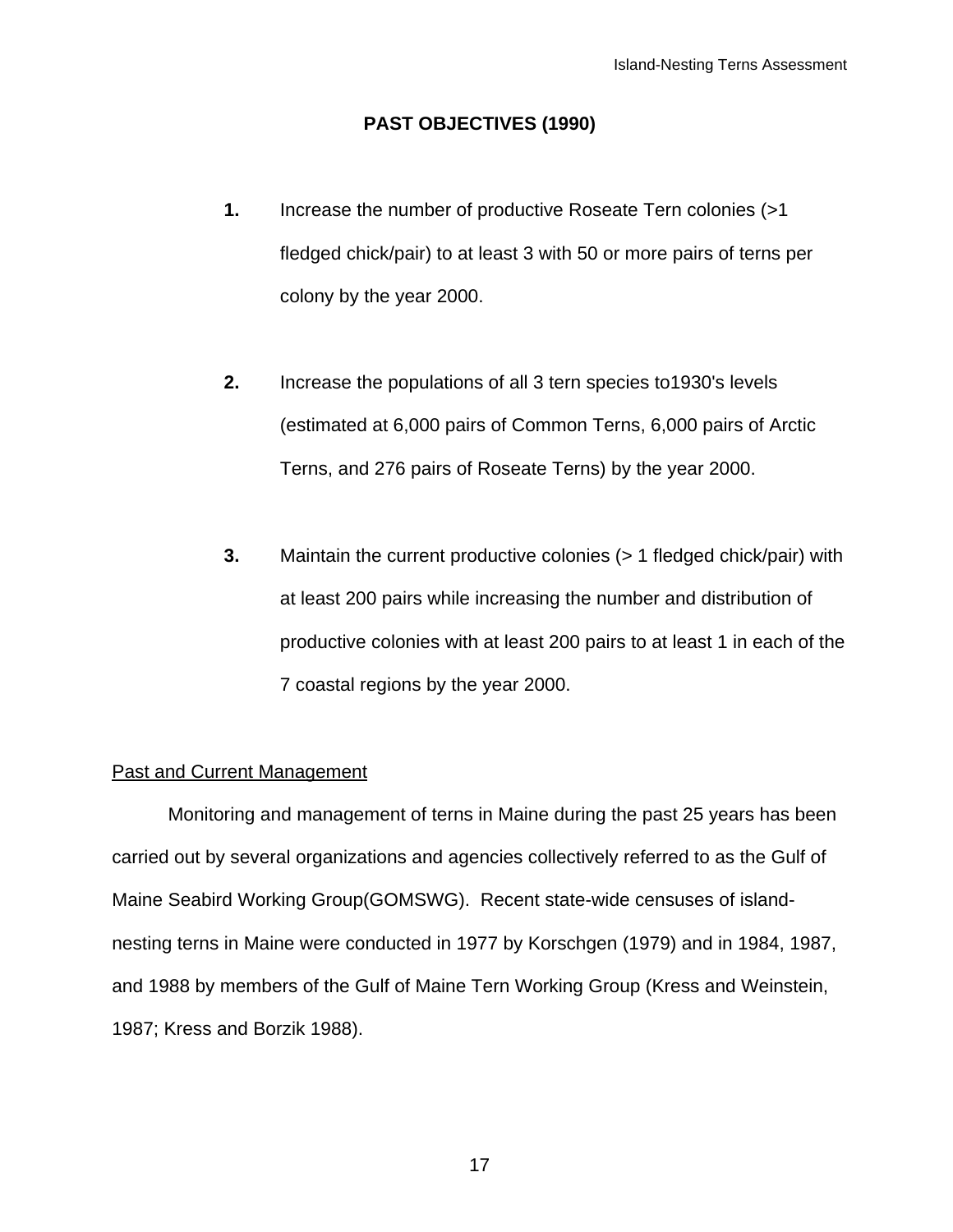## PAST OBJECTIVES (1990)

1. Increase the number of productive Roseate Tern colonies (>1 fledged chick/pair) to at least 3 with 50 or more pairs of terns per colony by the year 2000.

2. Increase the populations of all 3 tern species to1930's levels (estimated at 6,000 pairs of Common Terns, 6,000 pairs of Arctic Terns, and 276 pairs of Roseate Terns) by the year 2000.

3. Maintain the current productive colonies (> 1 fledged chick/pair) with at least 200 pairs while increasing the number and distribution of productive colonies with at least 200 pairs to at least 1 in each of the 7 coastal regions by the year 2000.

### Past and Current Management

Monitoring and management of terns in Maine during the past 25 years has been carried out by several organizations and agencies collectively referred to as the Gulf of Maine Seabird Working Group(GOMSWG). Recent state-wide censuses of island-nesting terns in Maine were conducted in 1977 by Korschgen (1979) and in 1984, 1987, and 1988 by members of the Gulf of Maine Tern Working Group (Kress and Weinstein, 1987; Kress and Borzik 1988).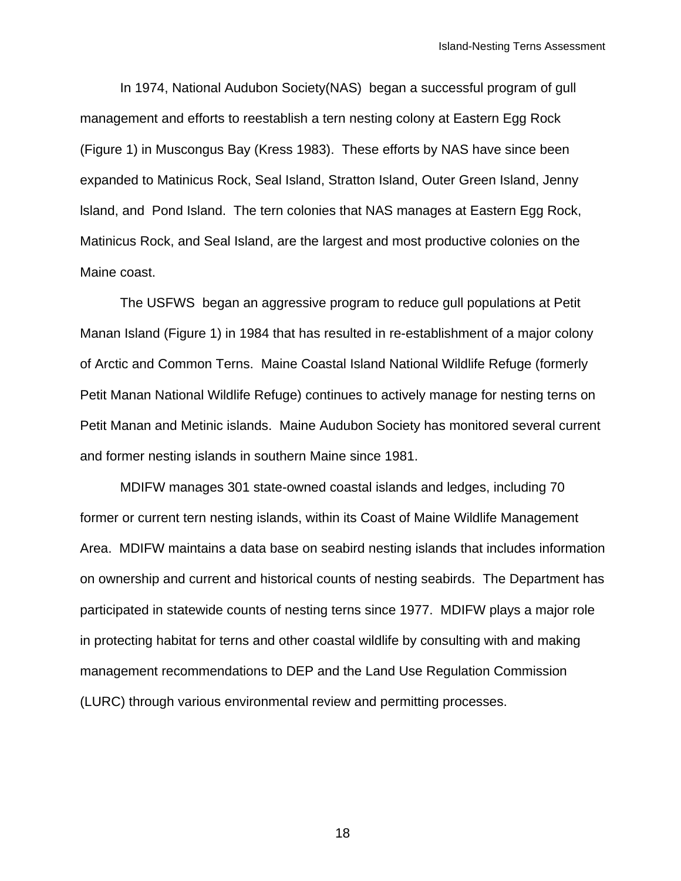In 1974, National Audubon Society(NAS) began a successful program of gull management and efforts to reestablish a tern nesting colony at Eastern Egg Rock (Figure 1) in Muscongus Bay (Kress 1983). These efforts by NAS have since been expanded to Matinicus Rock, Seal Island, Stratton Island, Outer Green Island, Jenny lsland, and Pond Island. The tern colonies that NAS manages at Eastern Egg Rock, Matinicus Rock, and Seal Island, are the largest and most productive colonies on the Maine coast.

The USFWS began an aggressive program to reduce gull populations at Petit Manan Island (Figure 1) in 1984 that has resulted in re-establishment of a major colony of Arctic and Common Terns. Maine Coastal Island National Wildlife Refuge (formerly Petit Manan National Wildlife Refuge) continues to actively manage for nesting terns on Petit Manan and Metinic islands. Maine Audubon Society has monitored several current and former nesting islands in southern Maine since 1981.

MDIFW manages 301 state-owned coastal islands and ledges, including 70 former or current tern nesting islands, within its Coast of Maine Wildlife Management Area. MDIFW maintains a data base on seabird nesting islands that includes information on ownership and current and historical counts of nesting seabirds. The Department has participated in statewide counts of nesting terns since 1977. MDIFW plays a major role in protecting habitat for terns and other coastal wildlife by consulting with and making management recommendations to DEP and the Land Use Regulation Commission (LURC) through various environmental review and permitting processes.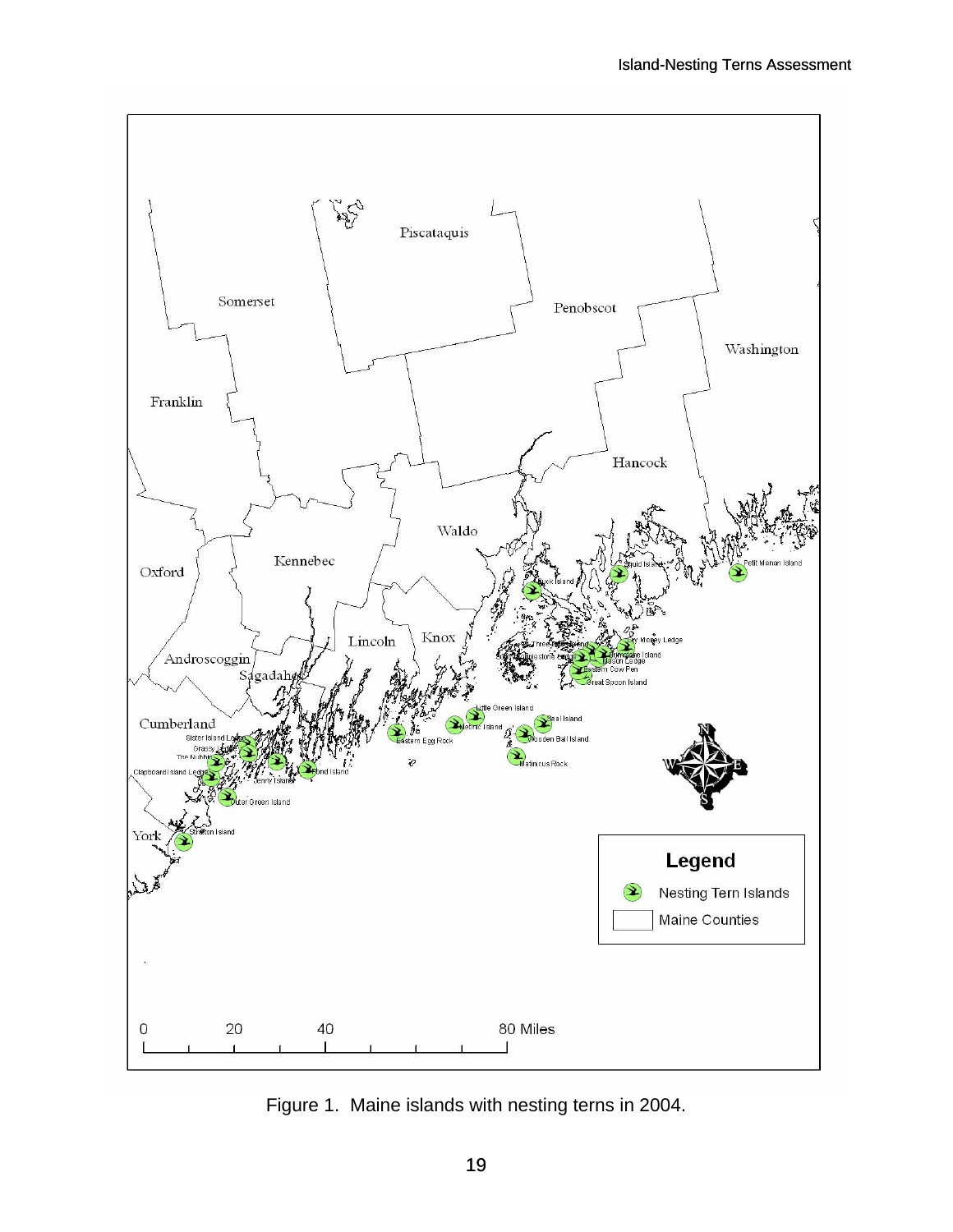Figure 1. Maine islands with nesting terns in 2004.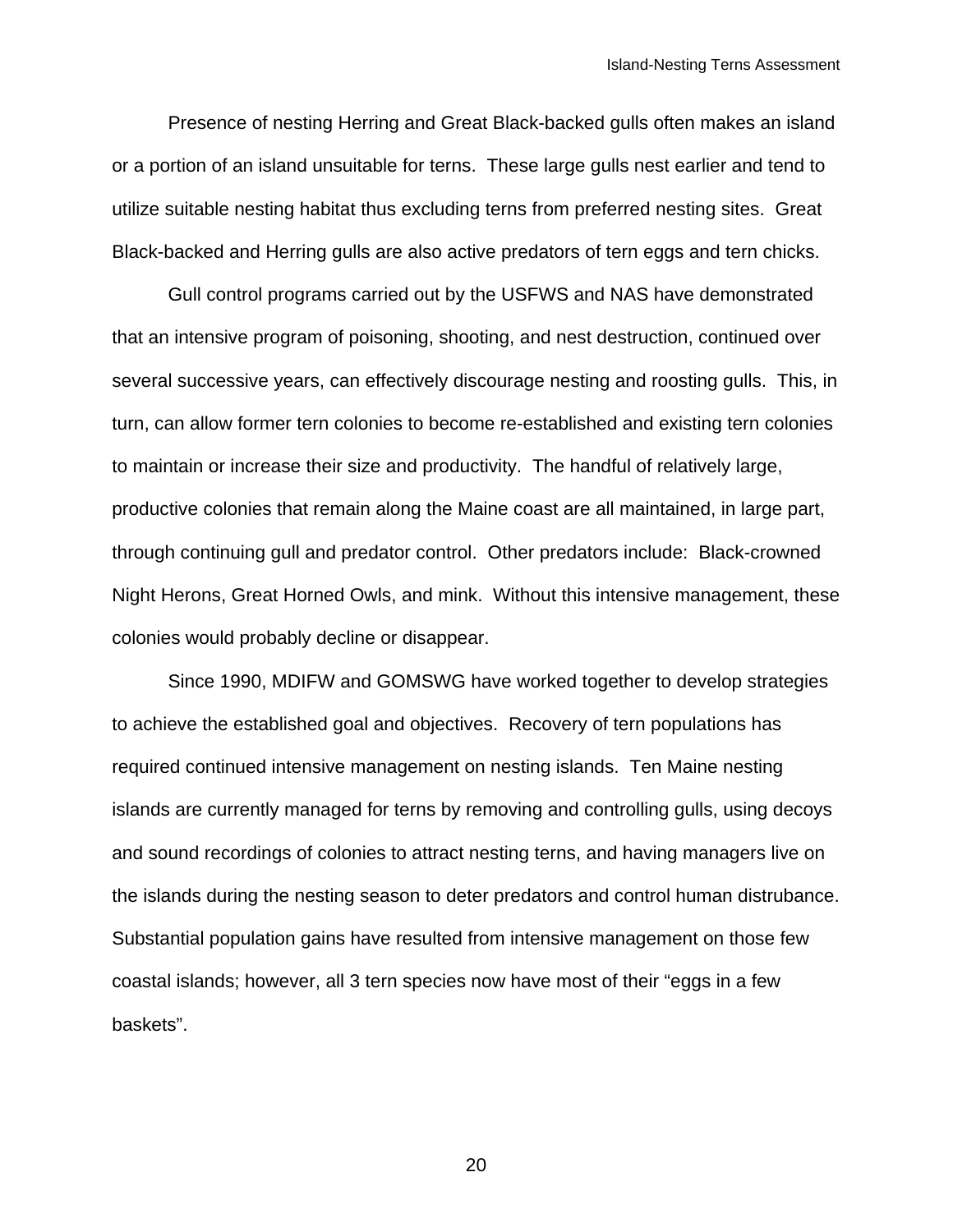Presence of nesting Herring and Great Black-backed gulls often makes an island or a portion of an island unsuitable for terns. These large gulls nest earlier and tend to utilize suitable nesting habitat thus excluding terns from preferred nesting sites. Great Black-backed and Herring gulls are also active predators of tern eggs and tern chicks.

Gull control programs carried out by the USFWS and NAS have demonstrated that an intensive program of poisoning, shooting, and nest destruction, continued over several successive years, can effectively discourage nesting and roosting gulls. This, in turn, can allow former tern colonies to become re-established and existing tern colonies to maintain or increase their size and productivity. The handful of relatively large, productive colonies that remain along the Maine coast are all maintained, in large part, through continuing gull and predator control. Other predators include: Black-crowned Night Herons, Great Horned Owls, and mink. Without this intensive management, these colonies would probably decline or disappear.

Since 1990, MDIFW and GOMSWG have worked together to develop strategies to achieve the established goal and objectives. Recovery of tern populations has required continued intensive management on nesting islands. Ten Maine nesting islands are currently managed for terns by removing and controlling gulls, using decoys and sound recordings of colonies to attract nesting terns, and having managers live on the islands during the nesting season to deter predators and control human distrubance. Substantial population gains have resulted from intensive management on those few coastal islands; however, all 3 tern species now have most of their “eggs in a few baskets”.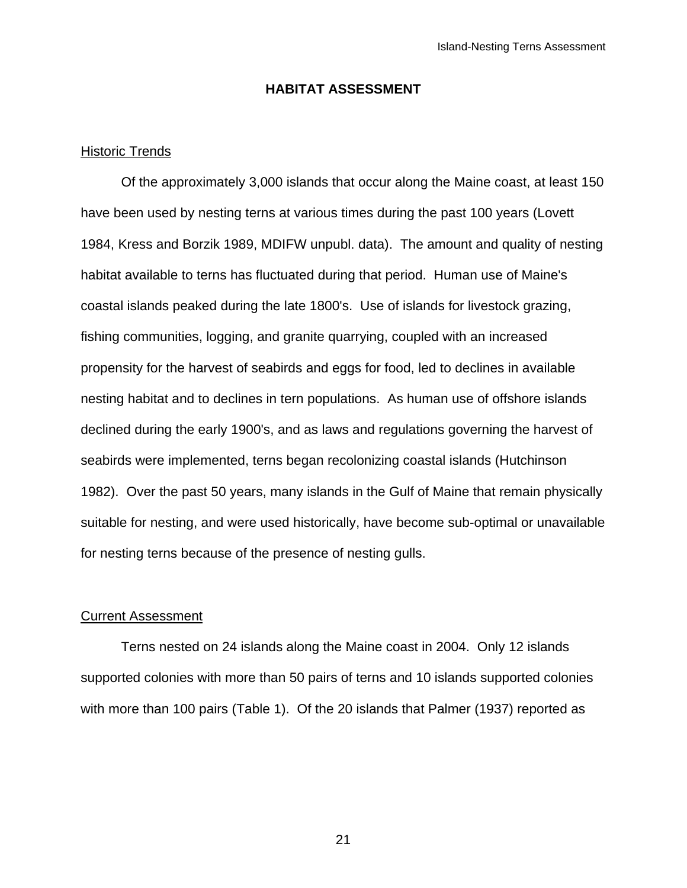## HABITAT ASSESSMENT

### Historic Trends

Of the approximately 3,000 islands that occur along the Maine coast, at least 150 have been used by nesting terns at various times during the past 100 years (Lovett 1984, Kress and Borzik 1989, MDIFW unpubl. data). The amount and quality of nesting habitat available to terns has fluctuated during that period. Human use of Maine's coastal islands peaked during the late 1800's. Use of islands for livestock grazing, fishing communities, logging, and granite quarrying, coupled with an increased propensity for the harvest of seabirds and eggs for food, led to declines in available nesting habitat and to declines in tern populations. As human use of offshore islands declined during the early 1900's, and as laws and regulations governing the harvest of seabirds were implemented, terns began recolonizing coastal islands (Hutchinson 1982). Over the past 50 years, many islands in the Gulf of Maine that remain physically suitable for nesting, and were used historically, have become sub-optimal or unavailable for nesting terns because of the presence of nesting gulls.

### Current Assessment

Terns nested on 24 islands along the Maine coast in 2004. Only 12 islands supported colonies with more than 50 pairs of terns and 10 islands supported colonies with more than 100 pairs (Table 1). Of the 20 islands that Palmer (1937) reported as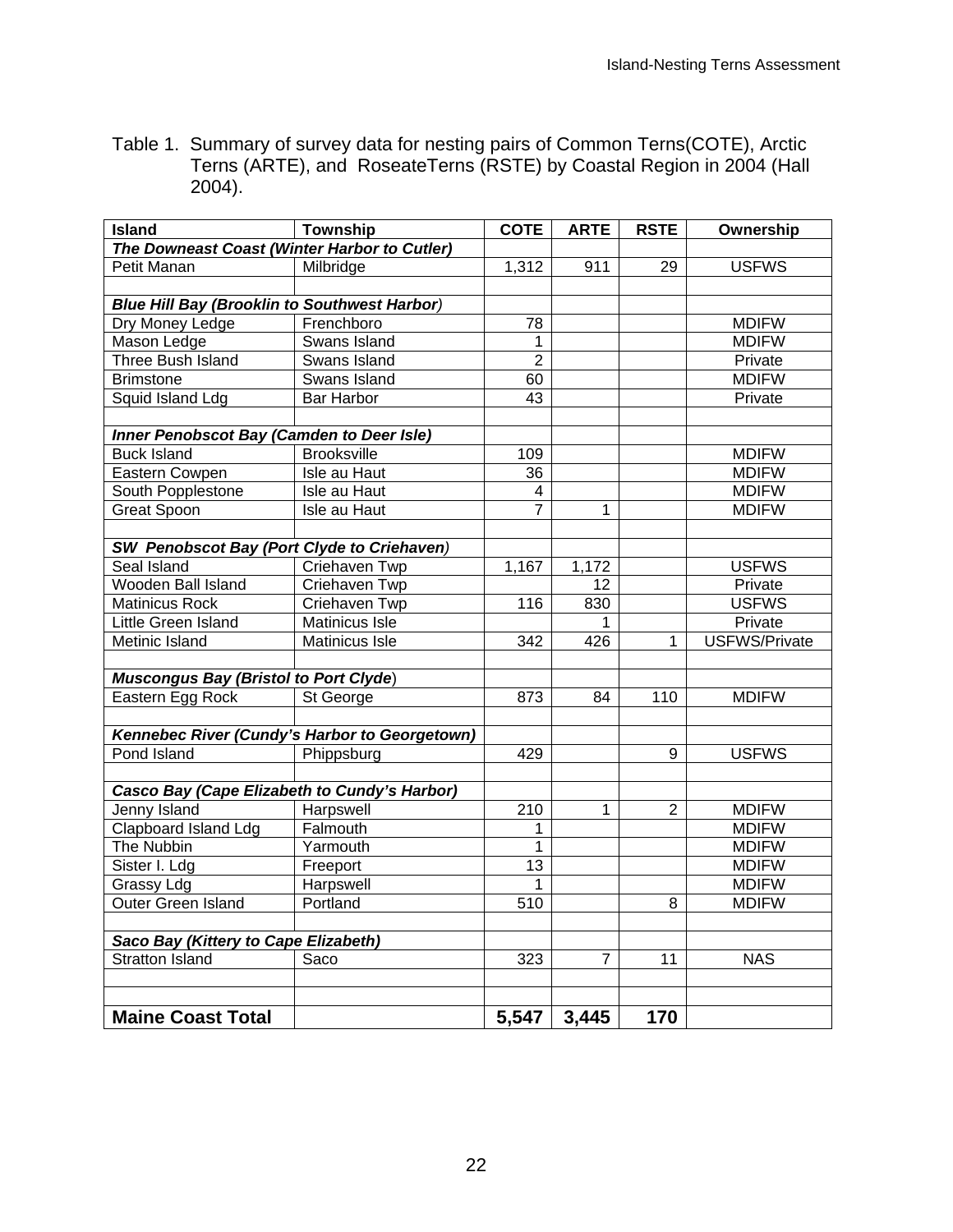Table 1. Summary of survey data for nesting pairs of Common Terns(COTE), Arctic Terns (ARTE), and RoseateTerns (RSTE) by Coastal Region in 2004 (Hall 2004).

| Island | Township | COTE | ARTE | RSTE | Ownership |
|---|---|---|---|---|---|
| ***The Downeast Coast (Winter Harbor to Cutler)*** | | | | | |
| Petit Manan | Milbridge | 1,312 | 911 | 29 | USFWS |
| | | | | | |
| ***Blue Hill Bay (Brooklin to Southwest Harbor)*** | | | | | |
| Dry Money Ledge | Frenchboro | 78 | | | MDIFW |
| Mason Ledge | Swans Island | 1 | | | MDIFW |
| Three Bush Island | Swans Island | 2 | | | Private |
| Brimstone | Swans Island | 60 | | | MDIFW |
| Squid Island Ldg | Bar Harbor | 43 | | | Private |
| | | | | | |
| ***Inner Penobscot Bay (Camden to Deer Isle)*** | | | | | |
| Buck Island | Brooksville | 109 | | | MDIFW |
| Eastern Cowpen | Isle au Haut | 36 | | | MDIFW |
| South Popplestone | Isle au Haut | 4 | | | MDIFW |
| Great Spoon | Isle au Haut | 7 | 1 | | MDIFW |
| | | | | | |
| ***SW Penobscot Bay (Port Clyde to Criehaven)*** | | | | | |
| Seal Island | Criehaven Twp | 1,167 | 1,172 | | USFWS |
| Wooden Ball Island | Criehaven Twp | | 12 | | Private |
| Matinicus Rock | Criehaven Twp | 116 | 830 | | USFWS |
| Little Green Island | Matinicus Isle | | 1 | | Private |
| Metinic Island | Matinicus Isle | 342 | 426 | 1 | USFWS/Private |
| | | | | | |
| ***Muscongus Bay (Bristol to Port Clyde)*** | | | | | |
| Eastern Egg Rock | St George | 873 | 84 | 110 | MDIFW |
| | | | | | |
| ***Kennebec River (Cundy's Harbor to Georgetown)*** | | | | | |
| Pond Island | Phippsburg | 429 | | 9 | USFWS |
| | | | | | |
| ***Casco Bay (Cape Elizabeth to Cundy's Harbor)*** | | | | | |
| Jenny Island | Harpswell | 210 | 1 | 2 | MDIFW |
| Clapboard Island Ldg | Falmouth | 1 | | | MDIFW |
| The Nubbin | Yarmouth | 1 | | | MDIFW |
| Sister I. Ldg | Freeport | 13 | | | MDIFW |
| Grassy Ldg | Harpswell | 1 | | | MDIFW |
| Outer Green Island | Portland | 510 | | 8 | MDIFW |
| | | | | | |
| ***Saco Bay (Kittery to Cape Elizabeth)*** | | | | | |
| Stratton Island | Saco | 323 | 7 | 11 | NAS |
| | | | | | |
| | | | | | |
| **Maine Coast Total** | | **5,547** | **3,445** | **170** | |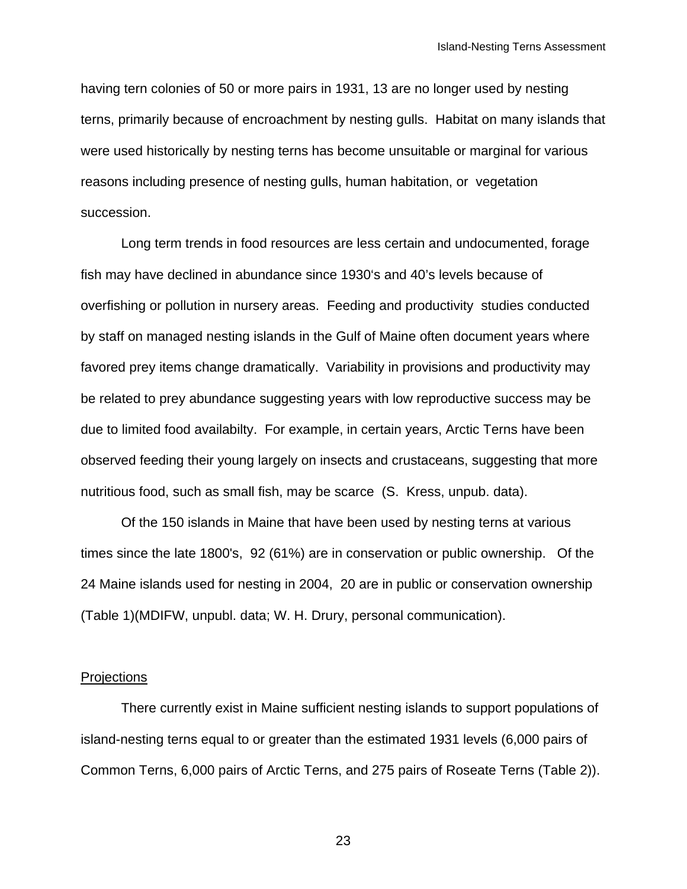having tern colonies of 50 or more pairs in 1931, 13 are no longer used by nesting terns, primarily because of encroachment by nesting gulls. Habitat on many islands that were used historically by nesting terns has become unsuitable or marginal for various reasons including presence of nesting gulls, human habitation, or vegetation succession.

Long term trends in food resources are less certain and undocumented, forage fish may have declined in abundance since 1930's and 40's levels because of overfishing or pollution in nursery areas. Feeding and productivity studies conducted by staff on managed nesting islands in the Gulf of Maine often document years where favored prey items change dramatically. Variability in provisions and productivity may be related to prey abundance suggesting years with low reproductive success may be due to limited food availabilty. For example, in certain years, Arctic Terns have been observed feeding their young largely on insects and crustaceans, suggesting that more nutritious food, such as small fish, may be scarce (S. Kress, unpub. data).

Of the 150 islands in Maine that have been used by nesting terns at various times since the late 1800's, 92 (61%) are in conservation or public ownership. Of the 24 Maine islands used for nesting in 2004, 20 are in public or conservation ownership (Table 1)(MDIFW, unpubl. data; W. H. Drury, personal communication).

<u>Projections</u>

There currently exist in Maine sufficient nesting islands to support populations of island-nesting terns equal to or greater than the estimated 1931 levels (6,000 pairs of Common Terns, 6,000 pairs of Arctic Terns, and 275 pairs of Roseate Terns (Table 2)).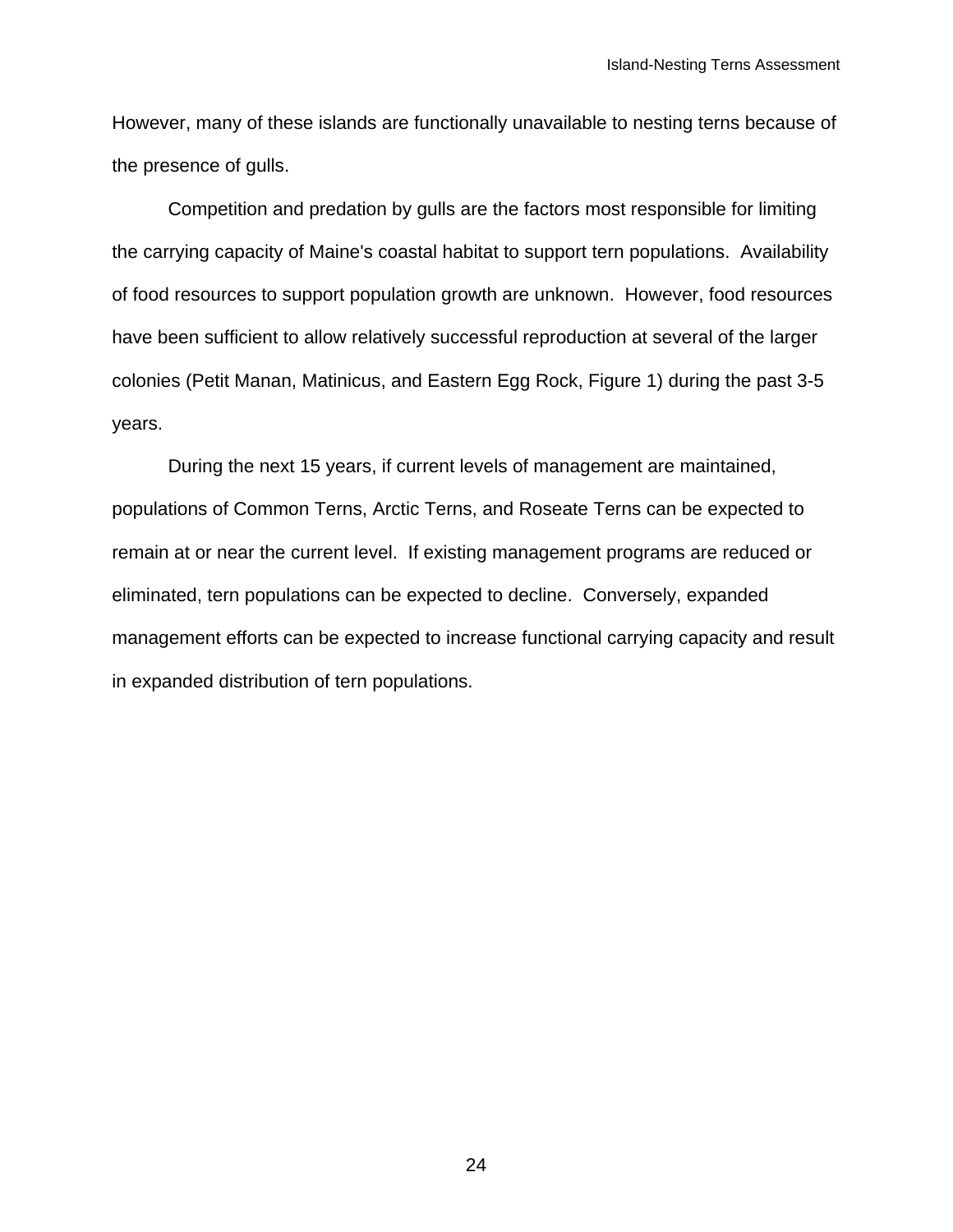However, many of these islands are functionally unavailable to nesting terns because of the presence of gulls.

Competition and predation by gulls are the factors most responsible for limiting the carrying capacity of Maine's coastal habitat to support tern populations. Availability of food resources to support population growth are unknown. However, food resources have been sufficient to allow relatively successful reproduction at several of the larger colonies (Petit Manan, Matinicus, and Eastern Egg Rock, Figure 1) during the past 3-5 years.

During the next 15 years, if current levels of management are maintained, populations of Common Terns, Arctic Terns, and Roseate Terns can be expected to remain at or near the current level. If existing management programs are reduced or eliminated, tern populations can be expected to decline. Conversely, expanded management efforts can be expected to increase functional carrying capacity and result in expanded distribution of tern populations.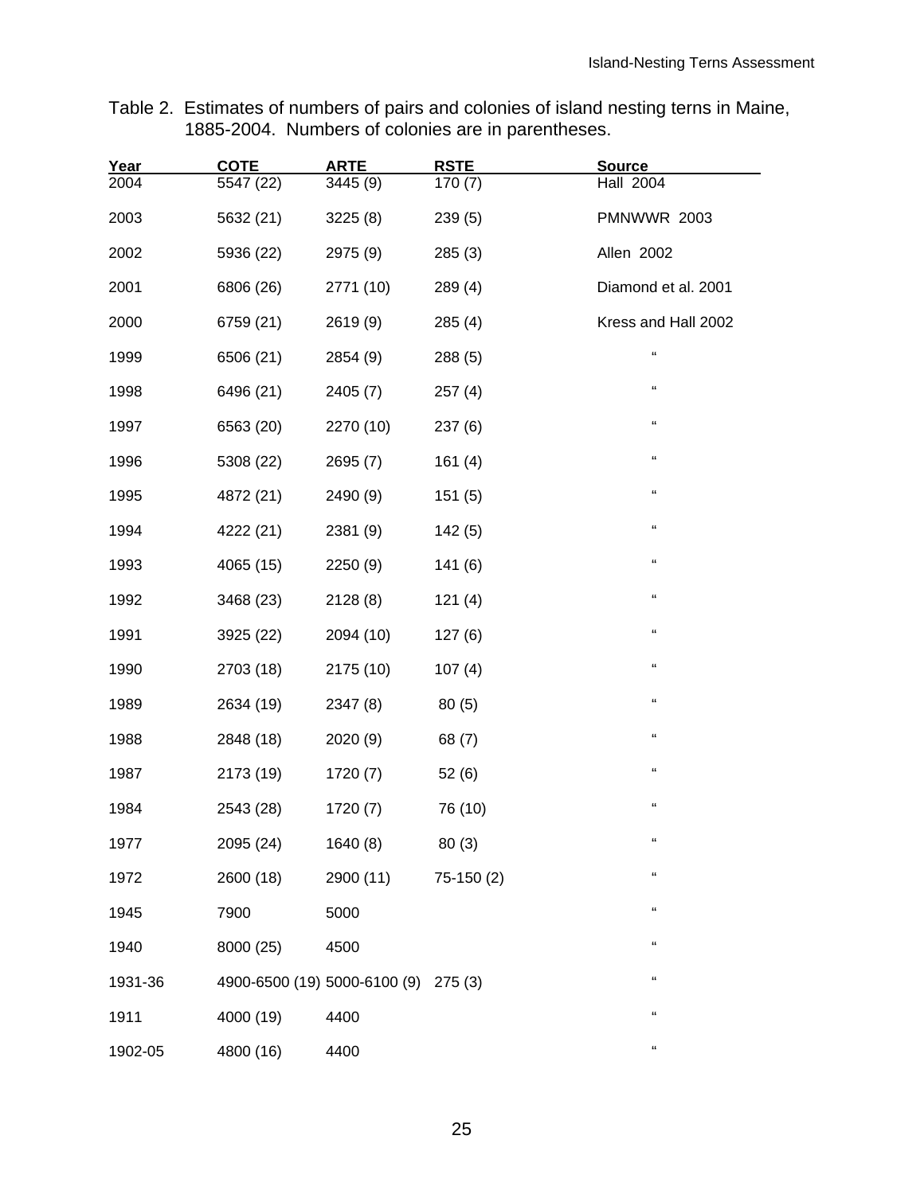Table 2. Estimates of numbers of pairs and colonies of island nesting terns in Maine, 1885-2004. Numbers of colonies are in parentheses.

| Year | COTE | ARTE | RSTE | Source |
|---|---|---|---|---|
| 2004 | 5547 (22) | 3445 (9) | 170 (7) | Hall 2004 |
| 2003 | 5632 (21) | 3225 (8) | 239 (5) | PMNWWR 2003 |
| 2002 | 5936 (22) | 2975 (9) | 285 (3) | Allen 2002 |
| 2001 | 6806 (26) | 2771 (10) | 289 (4) | Diamond et al. 2001 |
| 2000 | 6759 (21) | 2619 (9) | 285 (4) | Kress and Hall 2002 |
| 1999 | 6506 (21) | 2854 (9) | 288 (5) | " |
| 1998 | 6496 (21) | 2405 (7) | 257 (4) | " |
| 1997 | 6563 (20) | 2270 (10) | 237 (6) | " |
| 1996 | 5308 (22) | 2695 (7) | 161 (4) | " |
| 1995 | 4872 (21) | 2490 (9) | 151 (5) | " |
| 1994 | 4222 (21) | 2381 (9) | 142 (5) | " |
| 1993 | 4065 (15) | 2250 (9) | 141 (6) | " |
| 1992 | 3468 (23) | 2128 (8) | 121 (4) | " |
| 1991 | 3925 (22) | 2094 (10) | 127 (6) | " |
| 1990 | 2703 (18) | 2175 (10) | 107 (4) | " |
| 1989 | 2634 (19) | 2347 (8) | 80 (5) | " |
| 1988 | 2848 (18) | 2020 (9) | 68 (7) | " |
| 1987 | 2173 (19) | 1720 (7) | 52 (6) | " |
| 1984 | 2543 (28) | 1720 (7) | 76 (10) | " |
| 1977 | 2095 (24) | 1640 (8) | 80 (3) | " |
| 1972 | 2600 (18) | 2900 (11) | 75-150 (2) | " |
| 1945 | 7900 | 5000 | | " |
| 1940 | 8000 (25) | 4500 | | " |
| 1931-36 | 4900-6500 (19) | 5000-6100 (9) | 275 (3) | " |
| 1911 | 4000 (19) | 4400 | | " |
| 1902-05 | 4800 (16) | 4400 | | " |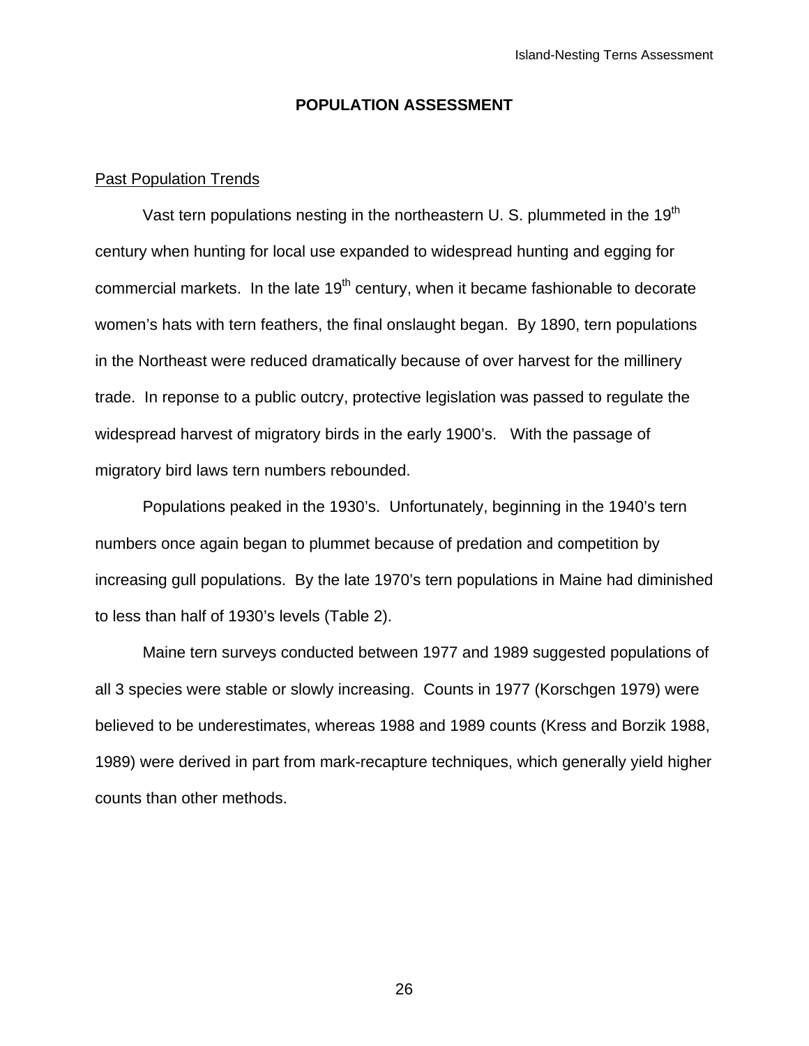## POPULATION ASSESSMENT

### Past Population Trends

Vast tern populations nesting in the northeastern U. S. plummeted in the 19th century when hunting for local use expanded to widespread hunting and egging for commercial markets. In the late 19th century, when it became fashionable to decorate women's hats with tern feathers, the final onslaught began. By 1890, tern populations in the Northeast were reduced dramatically because of over harvest for the millinery trade. In reponse to a public outcry, protective legislation was passed to regulate the widespread harvest of migratory birds in the early 1900's. With the passage of migratory bird laws tern numbers rebounded.

Populations peaked in the 1930's. Unfortunately, beginning in the 1940's tern numbers once again began to plummet because of predation and competition by increasing gull populations. By the late 1970's tern populations in Maine had diminished to less than half of 1930's levels (Table 2).

Maine tern surveys conducted between 1977 and 1989 suggested populations of all 3 species were stable or slowly increasing. Counts in 1977 (Korschgen 1979) were believed to be underestimates, whereas 1988 and 1989 counts (Kress and Borzik 1988, 1989) were derived in part from mark-recapture techniques, which generally yield higher counts than other methods.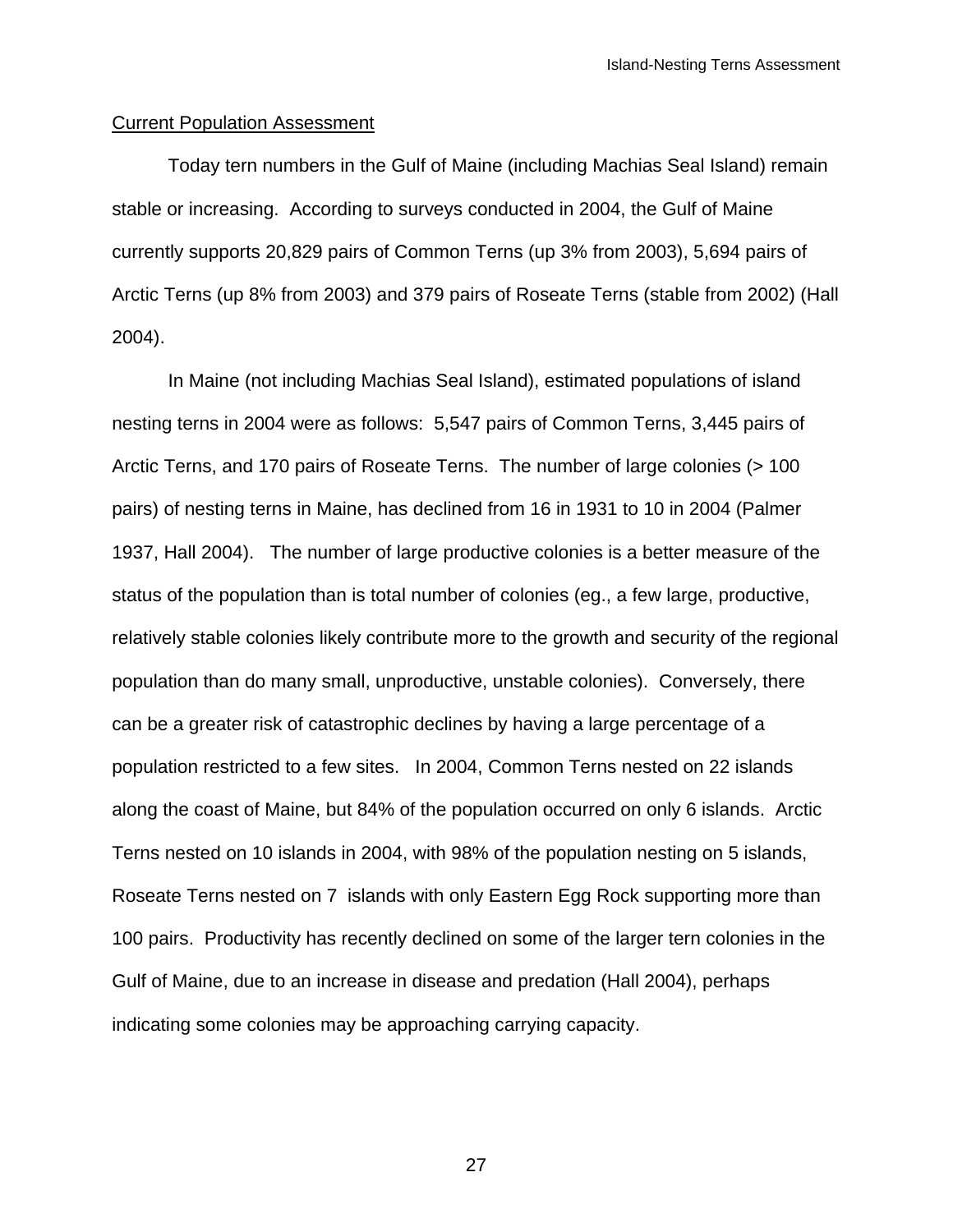## Current Population Assessment

Today tern numbers in the Gulf of Maine (including Machias Seal Island) remain stable or increasing. According to surveys conducted in 2004, the Gulf of Maine currently supports 20,829 pairs of Common Terns (up 3% from 2003), 5,694 pairs of Arctic Terns (up 8% from 2003) and 379 pairs of Roseate Terns (stable from 2002) (Hall 2004).

In Maine (not including Machias Seal Island), estimated populations of island nesting terns in 2004 were as follows: 5,547 pairs of Common Terns, 3,445 pairs of Arctic Terns, and 170 pairs of Roseate Terns. The number of large colonies (> 100 pairs) of nesting terns in Maine, has declined from 16 in 1931 to 10 in 2004 (Palmer 1937, Hall 2004). The number of large productive colonies is a better measure of the status of the population than is total number of colonies (eg., a few large, productive, relatively stable colonies likely contribute more to the growth and security of the regional population than do many small, unproductive, unstable colonies). Conversely, there can be a greater risk of catastrophic declines by having a large percentage of a population restricted to a few sites. In 2004, Common Terns nested on 22 islands along the coast of Maine, but 84% of the population occurred on only 6 islands. Arctic Terns nested on 10 islands in 2004, with 98% of the population nesting on 5 islands, Roseate Terns nested on 7 islands with only Eastern Egg Rock supporting more than 100 pairs. Productivity has recently declined on some of the larger tern colonies in the Gulf of Maine, due to an increase in disease and predation (Hall 2004), perhaps indicating some colonies may be approaching carrying capacity.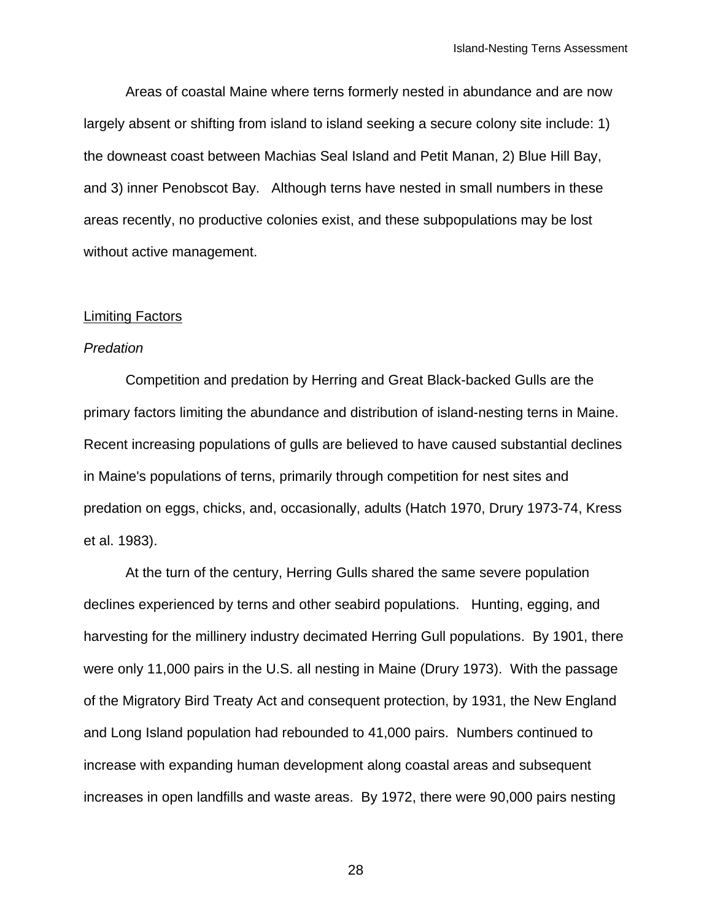Areas of coastal Maine where terns formerly nested in abundance and are now largely absent or shifting from island to island seeking a secure colony site include: 1) the downeast coast between Machias Seal Island and Petit Manan, 2) Blue Hill Bay, and 3) inner Penobscot Bay. Although terns have nested in small numbers in these areas recently, no productive colonies exist, and these subpopulations may be lost without active management.

## Limiting Factors

### *Predation*

Competition and predation by Herring and Great Black-backed Gulls are the primary factors limiting the abundance and distribution of island-nesting terns in Maine. Recent increasing populations of gulls are believed to have caused substantial declines in Maine's populations of terns, primarily through competition for nest sites and predation on eggs, chicks, and, occasionally, adults (Hatch 1970, Drury 1973-74, Kress et al. 1983).

At the turn of the century, Herring Gulls shared the same severe population declines experienced by terns and other seabird populations. Hunting, egging, and harvesting for the millinery industry decimated Herring Gull populations. By 1901, there were only 11,000 pairs in the U.S. all nesting in Maine (Drury 1973). With the passage of the Migratory Bird Treaty Act and consequent protection, by 1931, the New England and Long Island population had rebounded to 41,000 pairs. Numbers continued to increase with expanding human development along coastal areas and subsequent increases in open landfills and waste areas. By 1972, there were 90,000 pairs nesting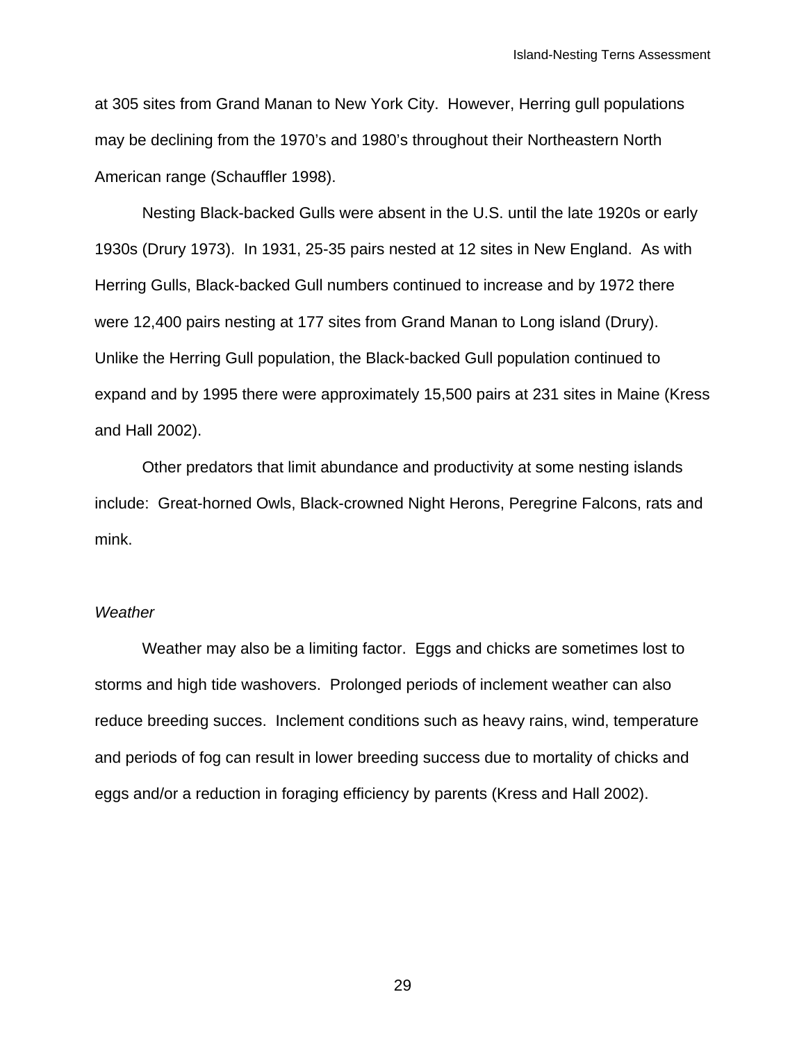at 305 sites from Grand Manan to New York City.  However, Herring gull populations may be declining from the 1970's and 1980's throughout their Northeastern North American range (Schauffler 1998).

Nesting Black-backed Gulls were absent in the U.S. until the late 1920s or early 1930s (Drury 1973).  In 1931, 25-35 pairs nested at 12 sites in New England.  As with Herring Gulls, Black-backed Gull numbers continued to increase and by 1972 there were 12,400 pairs nesting at 177 sites from Grand Manan to Long island (Drury).  Unlike the Herring Gull population, the Black-backed Gull population continued to expand and by 1995 there were approximately 15,500 pairs at 231 sites in Maine (Kress and Hall 2002).

Other predators that limit abundance and productivity at some nesting islands include:  Great-horned Owls, Black-crowned Night Herons, Peregrine Falcons, rats and mink.

*Weather*

Weather may also be a limiting factor.  Eggs and chicks are sometimes lost to storms and high tide washovers.  Prolonged periods of inclement weather can also reduce breeding succes.  Inclement conditions such as heavy rains, wind, temperature and periods of fog can result in lower breeding success due to mortality of chicks and eggs and/or a reduction in foraging efficiency by parents (Kress and Hall 2002).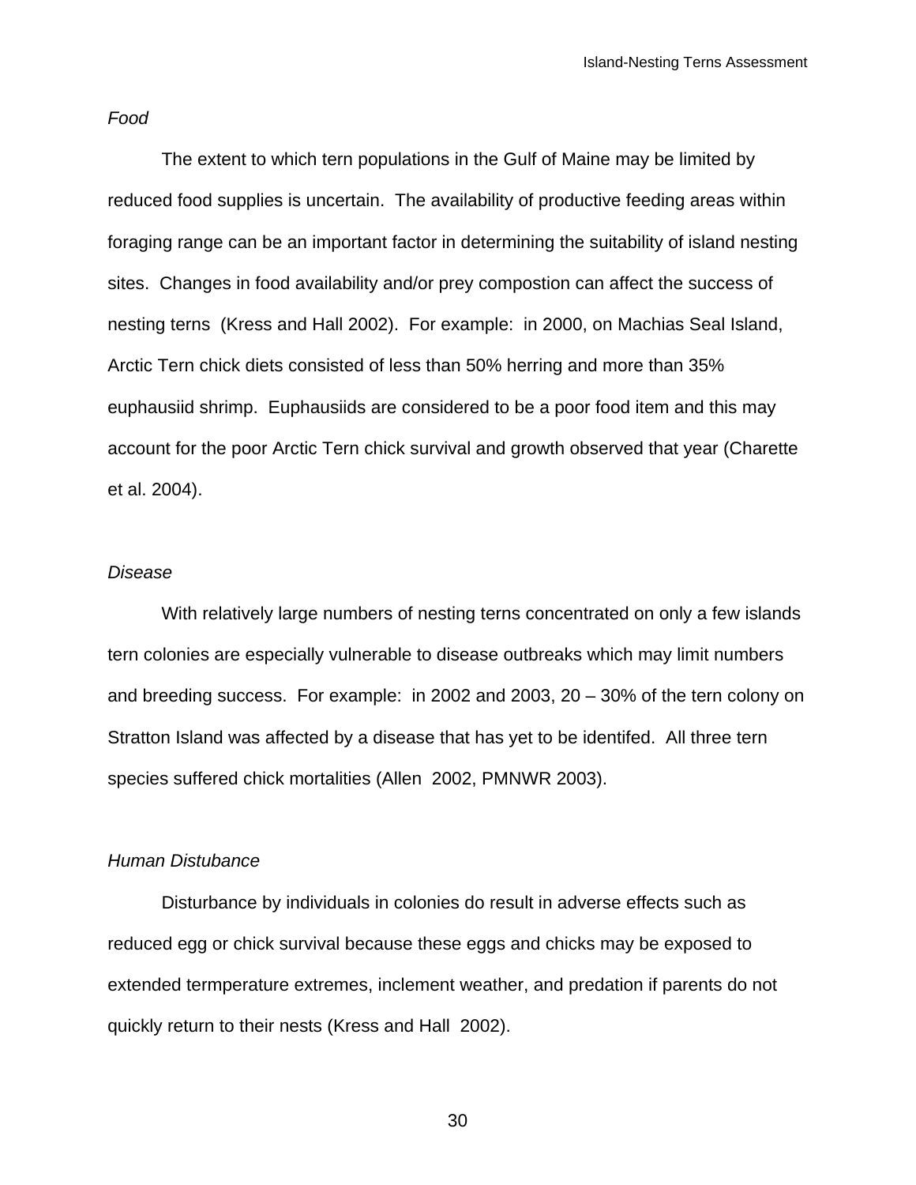*Food*

The extent to which tern populations in the Gulf of Maine may be limited by reduced food supplies is uncertain. The availability of productive feeding areas within foraging range can be an important factor in determining the suitability of island nesting sites. Changes in food availability and/or prey compostion can affect the success of nesting terns (Kress and Hall 2002). For example: in 2000, on Machias Seal Island, Arctic Tern chick diets consisted of less than 50% herring and more than 35% euphausiid shrimp. Euphausiids are considered to be a poor food item and this may account for the poor Arctic Tern chick survival and growth observed that year (Charette et al. 2004).

*Disease*

With relatively large numbers of nesting terns concentrated on only a few islands tern colonies are especially vulnerable to disease outbreaks which may limit numbers and breeding success. For example: in 2002 and 2003, 20 – 30% of the tern colony on Stratton Island was affected by a disease that has yet to be identifed. All three tern species suffered chick mortalities (Allen 2002, PMNWR 2003).

*Human Distubance*

Disturbance by individuals in colonies do result in adverse effects such as reduced egg or chick survival because these eggs and chicks may be exposed to extended termperature extremes, inclement weather, and predation if parents do not quickly return to their nests (Kress and Hall 2002).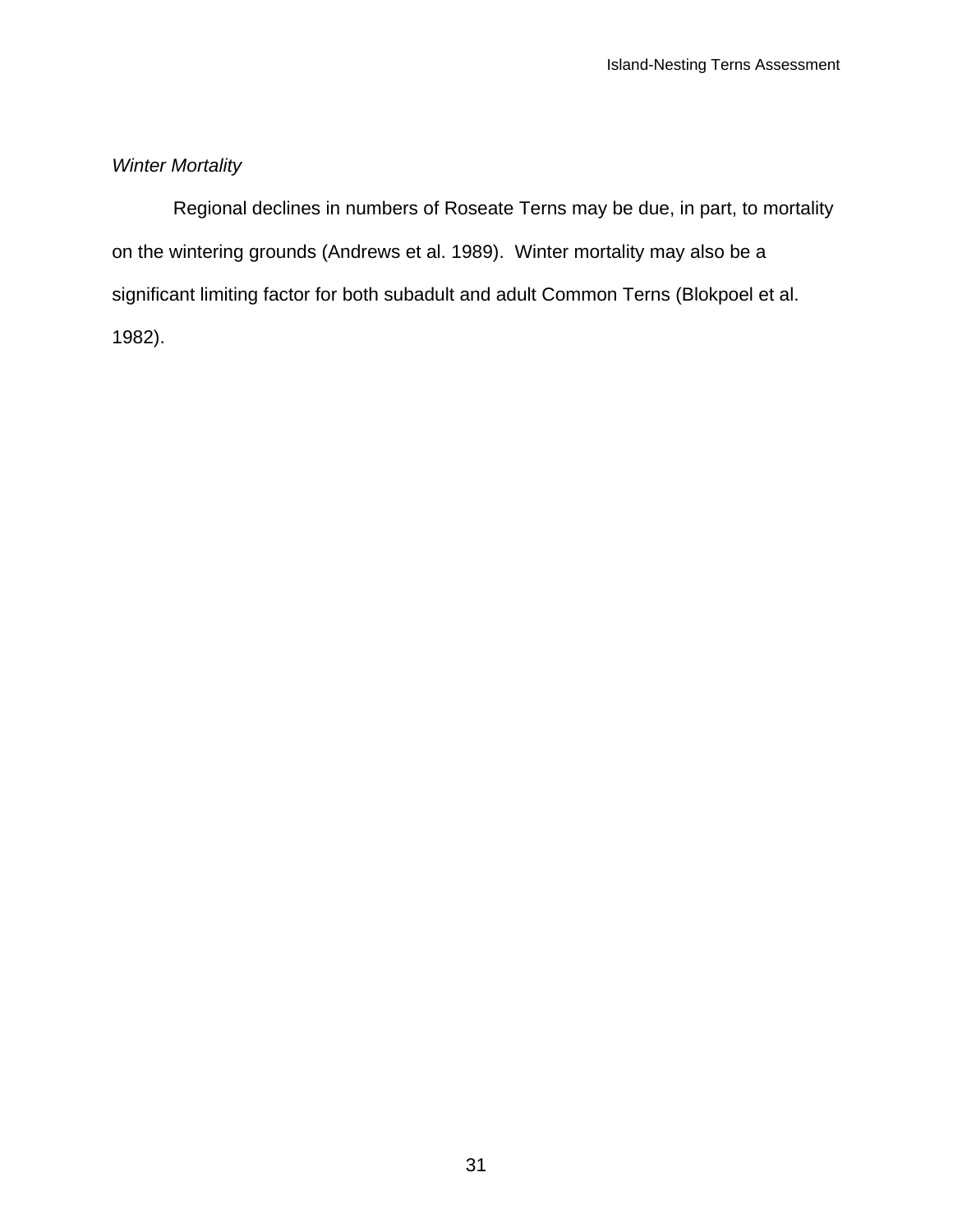*Winter Mortality*

Regional declines in numbers of Roseate Terns may be due, in part, to mortality on the wintering grounds (Andrews et al. 1989). Winter mortality may also be a significant limiting factor for both subadult and adult Common Terns (Blokpoel et al. 1982).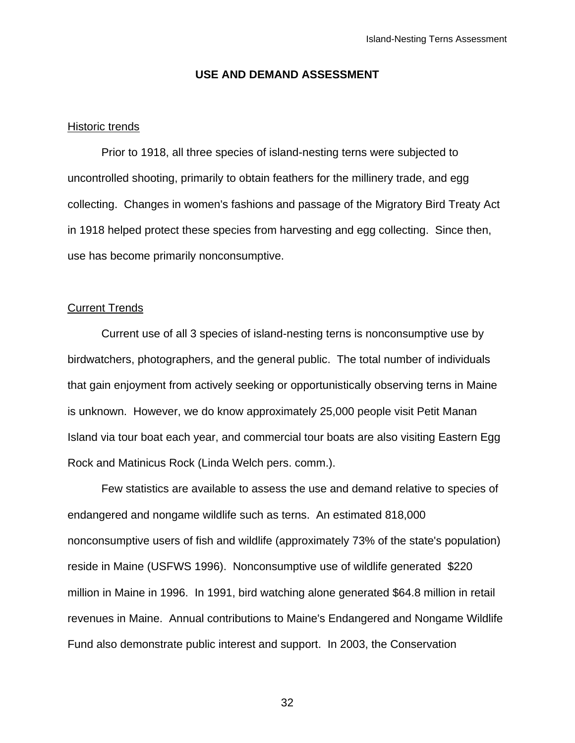## USE AND DEMAND ASSESSMENT

### Historic trends

Prior to 1918, all three species of island-nesting terns were subjected to uncontrolled shooting, primarily to obtain feathers for the millinery trade, and egg collecting. Changes in women's fashions and passage of the Migratory Bird Treaty Act in 1918 helped protect these species from harvesting and egg collecting. Since then, use has become primarily nonconsumptive.

### Current Trends

Current use of all 3 species of island-nesting terns is nonconsumptive use by birdwatchers, photographers, and the general public. The total number of individuals that gain enjoyment from actively seeking or opportunistically observing terns in Maine is unknown. However, we do know approximately 25,000 people visit Petit Manan Island via tour boat each year, and commercial tour boats are also visiting Eastern Egg Rock and Matinicus Rock (Linda Welch pers. comm.).

Few statistics are available to assess the use and demand relative to species of endangered and nongame wildlife such as terns. An estimated 818,000 nonconsumptive users of fish and wildlife (approximately 73% of the state's population) reside in Maine (USFWS 1996). Nonconsumptive use of wildlife generated $220 million in Maine in 1996. In 1991, bird watching alone generated $64.8 million in retail revenues in Maine. Annual contributions to Maine's Endangered and Nongame Wildlife Fund also demonstrate public interest and support. In 2003, the Conservation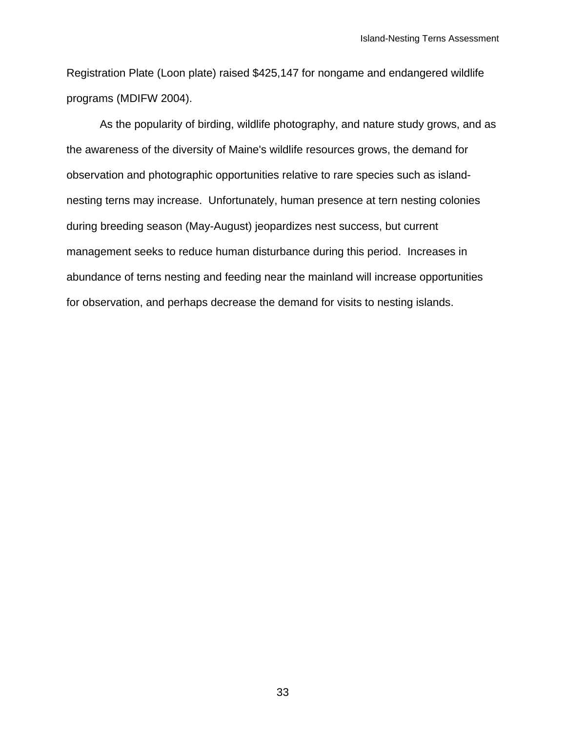Registration Plate (Loon plate) raised $425,147 for nongame and endangered wildlife programs (MDIFW 2004).

As the popularity of birding, wildlife photography, and nature study grows, and as the awareness of the diversity of Maine's wildlife resources grows, the demand for observation and photographic opportunities relative to rare species such as island-nesting terns may increase. Unfortunately, human presence at tern nesting colonies during breeding season (May-August) jeopardizes nest success, but current management seeks to reduce human disturbance during this period. Increases in abundance of terns nesting and feeding near the mainland will increase opportunities for observation, and perhaps decrease the demand for visits to nesting islands.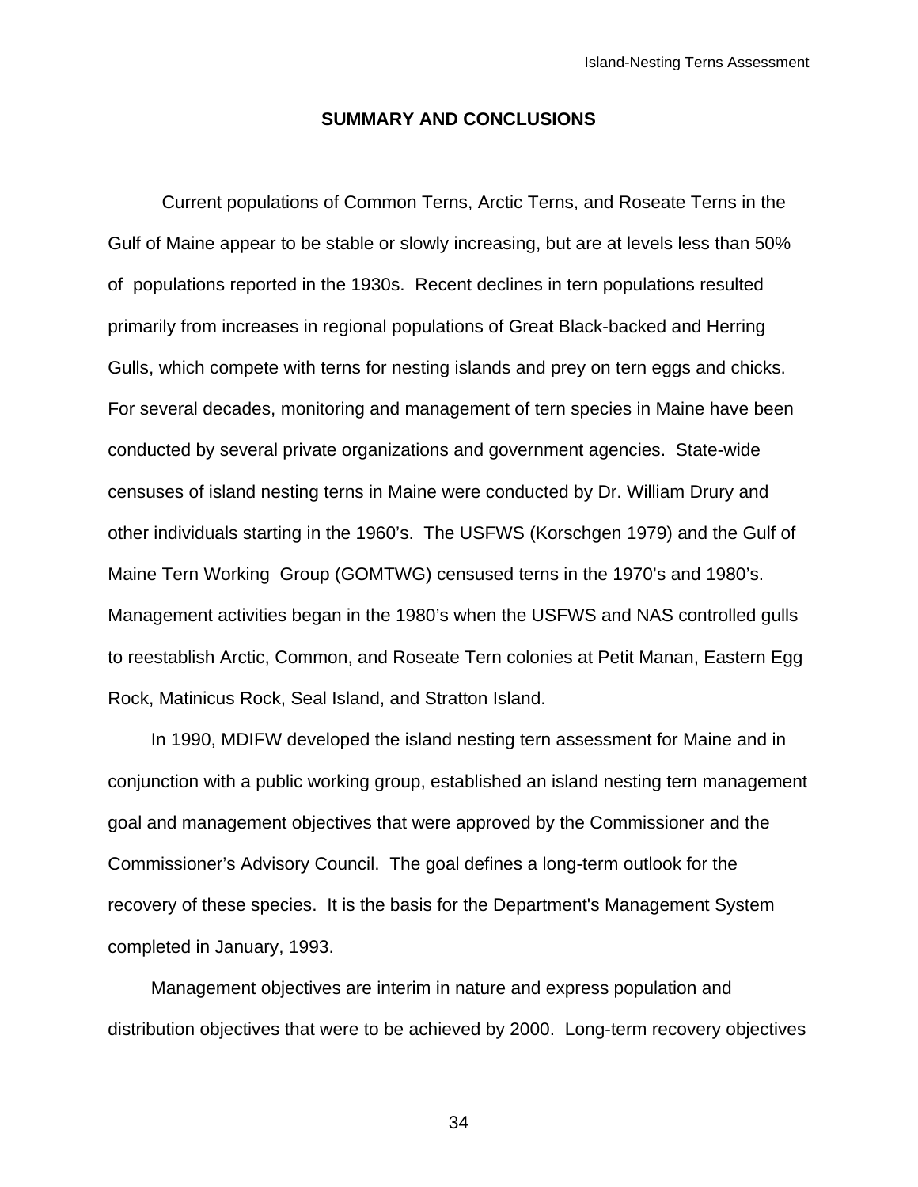## SUMMARY AND CONCLUSIONS

Current populations of Common Terns, Arctic Terns, and Roseate Terns in the Gulf of Maine appear to be stable or slowly increasing, but are at levels less than 50% of populations reported in the 1930s. Recent declines in tern populations resulted primarily from increases in regional populations of Great Black-backed and Herring Gulls, which compete with terns for nesting islands and prey on tern eggs and chicks. For several decades, monitoring and management of tern species in Maine have been conducted by several private organizations and government agencies. State-wide censuses of island nesting terns in Maine were conducted by Dr. William Drury and other individuals starting in the 1960's. The USFWS (Korschgen 1979) and the Gulf of Maine Tern Working Group (GOMTWG) censused terns in the 1970's and 1980's. Management activities began in the 1980's when the USFWS and NAS controlled gulls to reestablish Arctic, Common, and Roseate Tern colonies at Petit Manan, Eastern Egg Rock, Matinicus Rock, Seal Island, and Stratton Island.

In 1990, MDIFW developed the island nesting tern assessment for Maine and in conjunction with a public working group, established an island nesting tern management goal and management objectives that were approved by the Commissioner and the Commissioner's Advisory Council. The goal defines a long-term outlook for the recovery of these species. It is the basis for the Department's Management System completed in January, 1993.

Management objectives are interim in nature and express population and distribution objectives that were to be achieved by 2000. Long-term recovery objectives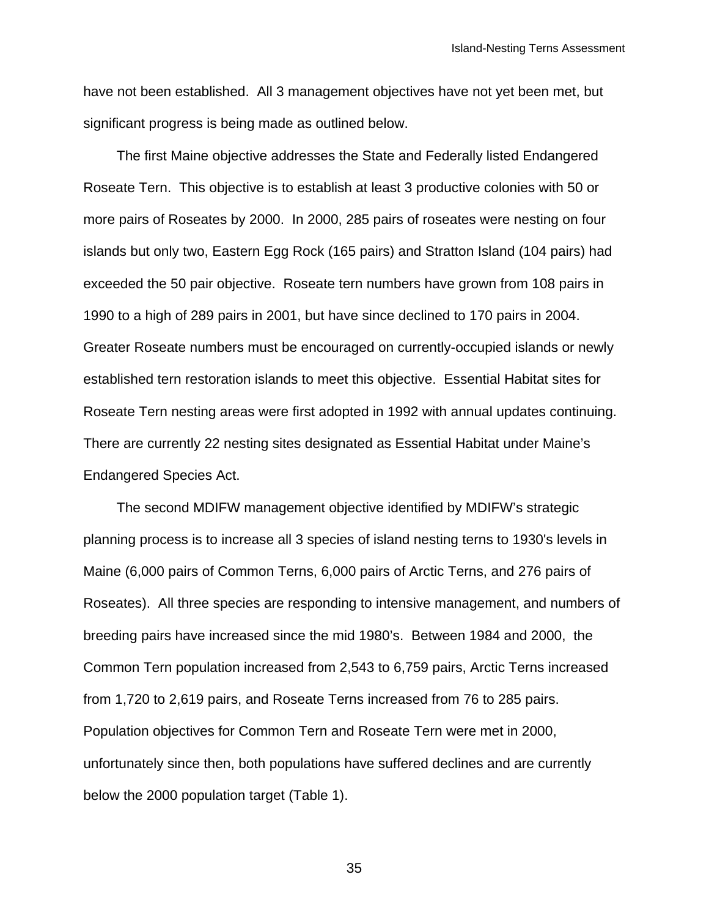have not been established. All 3 management objectives have not yet been met, but significant progress is being made as outlined below.

The first Maine objective addresses the State and Federally listed Endangered Roseate Tern. This objective is to establish at least 3 productive colonies with 50 or more pairs of Roseates by 2000. In 2000, 285 pairs of roseates were nesting on four islands but only two, Eastern Egg Rock (165 pairs) and Stratton Island (104 pairs) had exceeded the 50 pair objective. Roseate tern numbers have grown from 108 pairs in 1990 to a high of 289 pairs in 2001, but have since declined to 170 pairs in 2004. Greater Roseate numbers must be encouraged on currently-occupied islands or newly established tern restoration islands to meet this objective. Essential Habitat sites for Roseate Tern nesting areas were first adopted in 1992 with annual updates continuing. There are currently 22 nesting sites designated as Essential Habitat under Maine's Endangered Species Act.

The second MDIFW management objective identified by MDIFW's strategic planning process is to increase all 3 species of island nesting terns to 1930's levels in Maine (6,000 pairs of Common Terns, 6,000 pairs of Arctic Terns, and 276 pairs of Roseates). All three species are responding to intensive management, and numbers of breeding pairs have increased since the mid 1980's. Between 1984 and 2000, the Common Tern population increased from 2,543 to 6,759 pairs, Arctic Terns increased from 1,720 to 2,619 pairs, and Roseate Terns increased from 76 to 285 pairs. Population objectives for Common Tern and Roseate Tern were met in 2000, unfortunately since then, both populations have suffered declines and are currently below the 2000 population target (Table 1).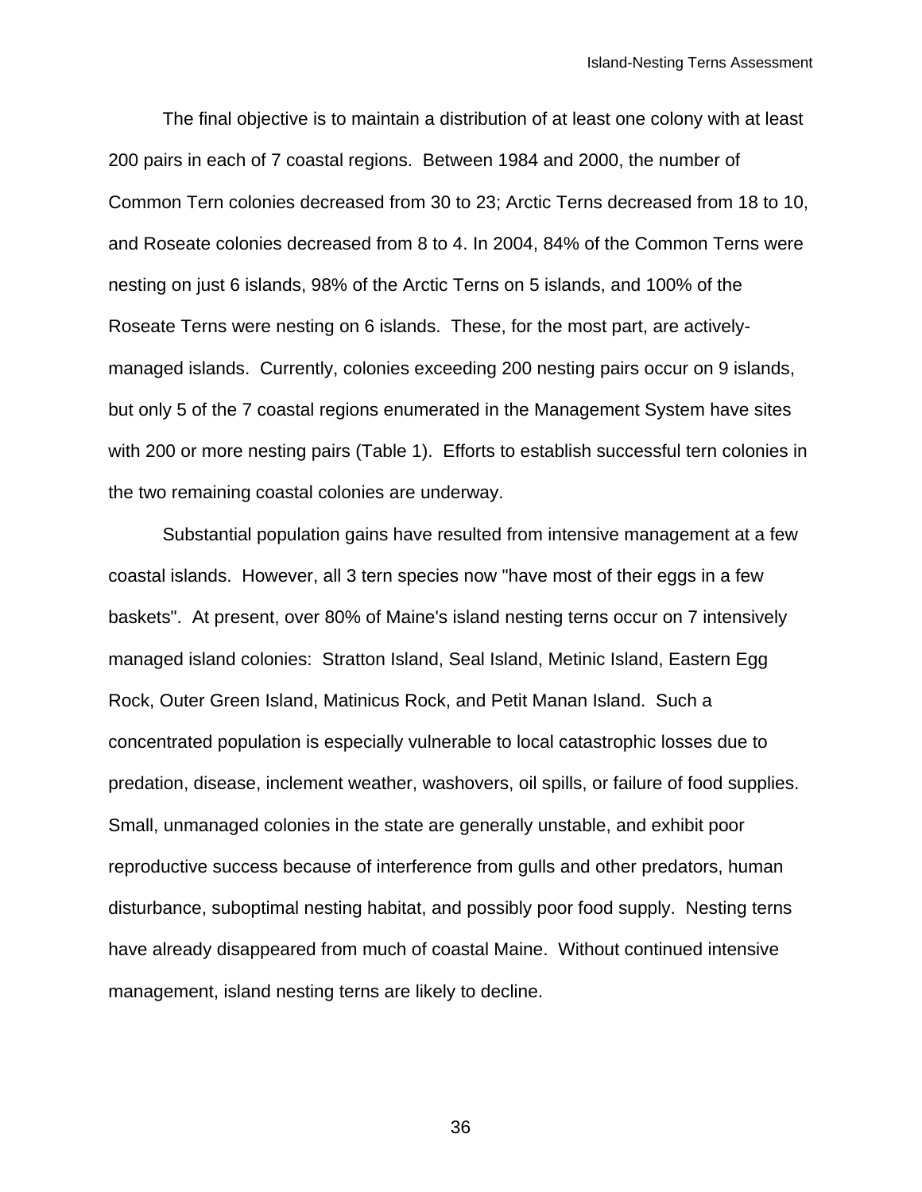The final objective is to maintain a distribution of at least one colony with at least 200 pairs in each of 7 coastal regions. Between 1984 and 2000, the number of Common Tern colonies decreased from 30 to 23; Arctic Terns decreased from 18 to 10, and Roseate colonies decreased from 8 to 4. In 2004, 84% of the Common Terns were nesting on just 6 islands, 98% of the Arctic Terns on 5 islands, and 100% of the Roseate Terns were nesting on 6 islands. These, for the most part, are actively-managed islands. Currently, colonies exceeding 200 nesting pairs occur on 9 islands, but only 5 of the 7 coastal regions enumerated in the Management System have sites with 200 or more nesting pairs (Table 1). Efforts to establish successful tern colonies in the two remaining coastal colonies are underway.

Substantial population gains have resulted from intensive management at a few coastal islands. However, all 3 tern species now "have most of their eggs in a few baskets". At present, over 80% of Maine's island nesting terns occur on 7 intensively managed island colonies: Stratton Island, Seal Island, Metinic Island, Eastern Egg Rock, Outer Green Island, Matinicus Rock, and Petit Manan Island. Such a concentrated population is especially vulnerable to local catastrophic losses due to predation, disease, inclement weather, washovers, oil spills, or failure of food supplies. Small, unmanaged colonies in the state are generally unstable, and exhibit poor reproductive success because of interference from gulls and other predators, human disturbance, suboptimal nesting habitat, and possibly poor food supply. Nesting terns have already disappeared from much of coastal Maine. Without continued intensive management, island nesting terns are likely to decline.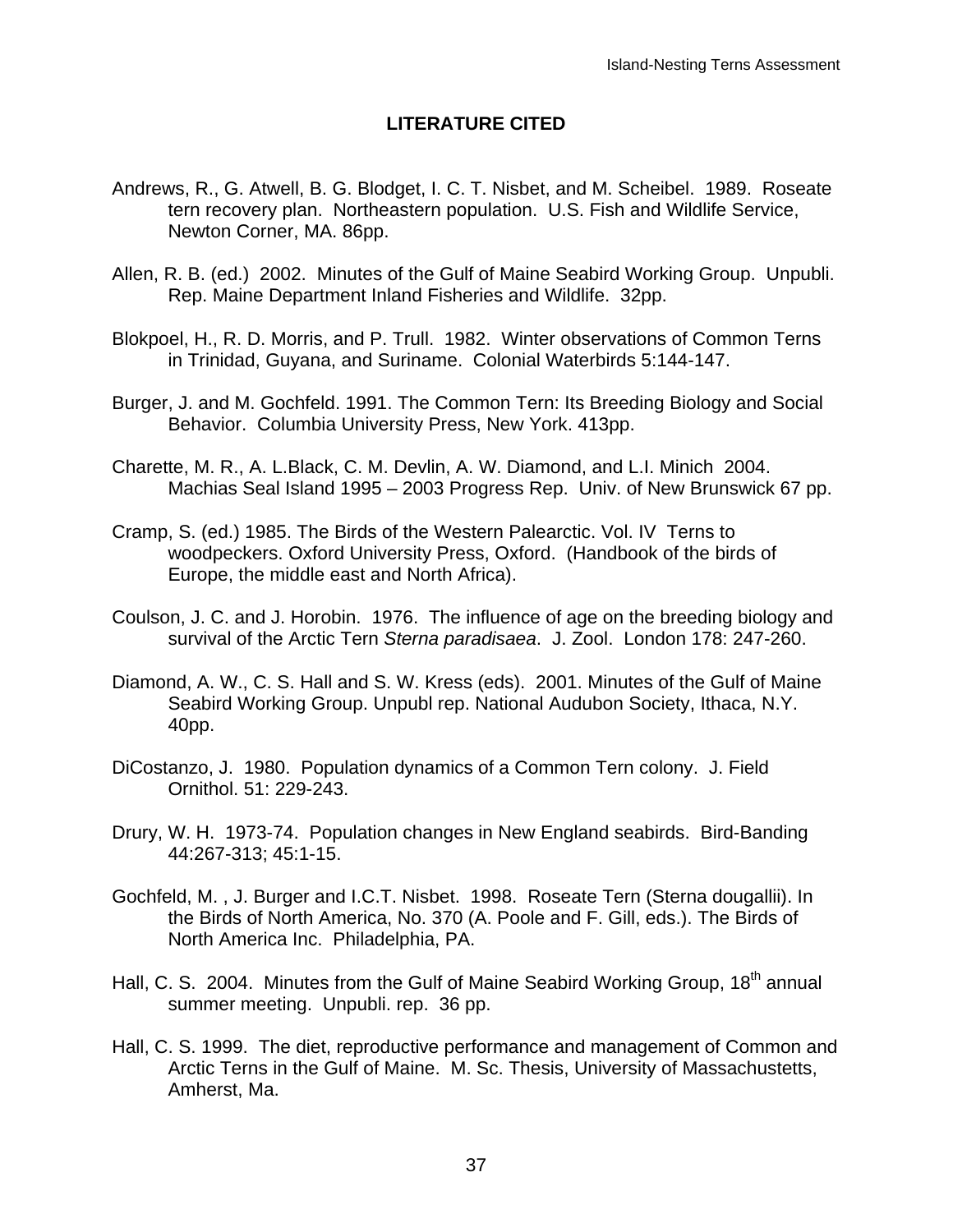## LITERATURE CITED

Andrews, R., G. Atwell, B. G. Blodget, I. C. T. Nisbet, and M. Scheibel. 1989. Roseate tern recovery plan. Northeastern population. U.S. Fish and Wildlife Service, Newton Corner, MA. 86pp.

Allen, R. B. (ed.) 2002. Minutes of the Gulf of Maine Seabird Working Group. Unpubli. Rep. Maine Department Inland Fisheries and Wildlife. 32pp.

Blokpoel, H., R. D. Morris, and P. Trull. 1982. Winter observations of Common Terns in Trinidad, Guyana, and Suriname. Colonial Waterbirds 5:144-147.

Burger, J. and M. Gochfeld. 1991. The Common Tern: Its Breeding Biology and Social Behavior. Columbia University Press, New York. 413pp.

Charette, M. R., A. L.Black, C. M. Devlin, A. W. Diamond, and L.I. Minich 2004. Machias Seal Island 1995 – 2003 Progress Rep. Univ. of New Brunswick 67 pp.

Cramp, S. (ed.) 1985. The Birds of the Western Palearctic. Vol. IV Terns to woodpeckers. Oxford University Press, Oxford. (Handbook of the birds of Europe, the middle east and North Africa).

Coulson, J. C. and J. Horobin. 1976. The influence of age on the breeding biology and survival of the Arctic Tern *Sterna paradisaea*. J. Zool. London 178: 247-260.

Diamond, A. W., C. S. Hall and S. W. Kress (eds). 2001. Minutes of the Gulf of Maine Seabird Working Group. Unpubl rep. National Audubon Society, Ithaca, N.Y. 40pp.

DiCostanzo, J. 1980. Population dynamics of a Common Tern colony. J. Field Ornithol. 51: 229-243.

Drury, W. H. 1973-74. Population changes in New England seabirds. Bird-Banding 44:267-313; 45:1-15.

Gochfeld, M. , J. Burger and I.C.T. Nisbet. 1998. Roseate Tern (Sterna dougallii). In the Birds of North America, No. 370 (A. Poole and F. Gill, eds.). The Birds of North America Inc. Philadelphia, PA.

Hall, C. S. 2004. Minutes from the Gulf of Maine Seabird Working Group, 18th annual summer meeting. Unpubli. rep. 36 pp.

Hall, C. S. 1999. The diet, reproductive performance and management of Common and Arctic Terns in the Gulf of Maine. M. Sc. Thesis, University of Massachustetts, Amherst, Ma.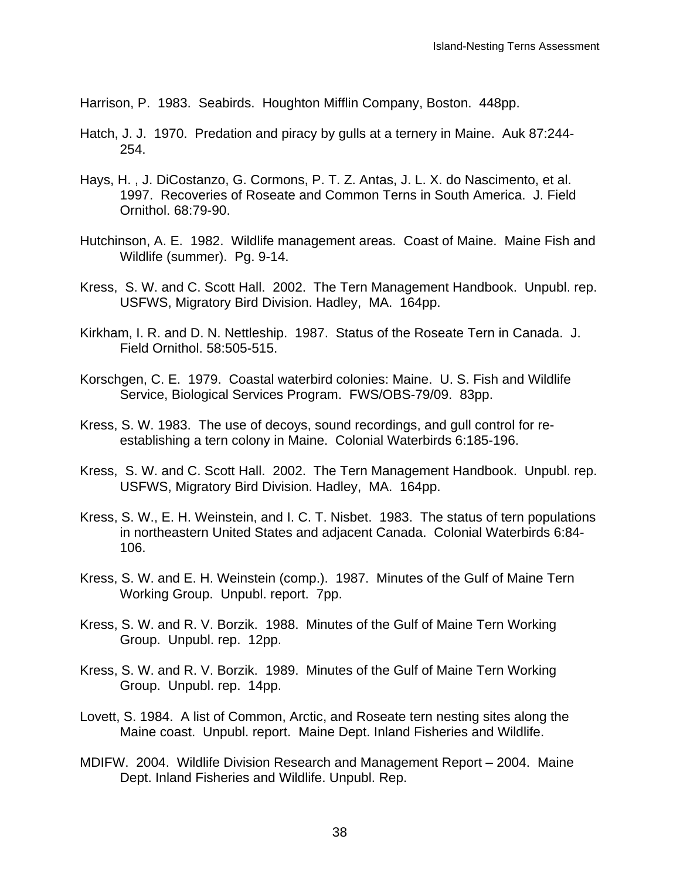Harrison, P. 1983. Seabirds. Houghton Mifflin Company, Boston. 448pp.

Hatch, J. J. 1970. Predation and piracy by gulls at a ternery in Maine. Auk 87:244-254.

Hays, H. , J. DiCostanzo, G. Cormons, P. T. Z. Antas, J. L. X. do Nascimento, et al. 1997. Recoveries of Roseate and Common Terns in South America. J. Field Ornithol. 68:79-90.

Hutchinson, A. E. 1982. Wildlife management areas. Coast of Maine. Maine Fish and Wildlife (summer). Pg. 9-14.

Kress, S. W. and C. Scott Hall. 2002. The Tern Management Handbook. Unpubl. rep. USFWS, Migratory Bird Division. Hadley, MA. 164pp.

Kirkham, I. R. and D. N. Nettleship. 1987. Status of the Roseate Tern in Canada. J. Field Ornithol. 58:505-515.

Korschgen, C. E. 1979. Coastal waterbird colonies: Maine. U. S. Fish and Wildlife Service, Biological Services Program. FWS/OBS-79/09. 83pp.

Kress, S. W. 1983. The use of decoys, sound recordings, and gull control for re-establishing a tern colony in Maine. Colonial Waterbirds 6:185-196.

Kress, S. W. and C. Scott Hall. 2002. The Tern Management Handbook. Unpubl. rep. USFWS, Migratory Bird Division. Hadley, MA. 164pp.

Kress, S. W., E. H. Weinstein, and I. C. T. Nisbet. 1983. The status of tern populations in northeastern United States and adjacent Canada. Colonial Waterbirds 6:84-106.

Kress, S. W. and E. H. Weinstein (comp.). 1987. Minutes of the Gulf of Maine Tern Working Group. Unpubl. report. 7pp.

Kress, S. W. and R. V. Borzik. 1988. Minutes of the Gulf of Maine Tern Working Group. Unpubl. rep. 12pp.

Kress, S. W. and R. V. Borzik. 1989. Minutes of the Gulf of Maine Tern Working Group. Unpubl. rep. 14pp.

Lovett, S. 1984. A list of Common, Arctic, and Roseate tern nesting sites along the Maine coast. Unpubl. report. Maine Dept. Inland Fisheries and Wildlife.

MDIFW. 2004. Wildlife Division Research and Management Report – 2004. Maine Dept. Inland Fisheries and Wildlife. Unpubl. Rep.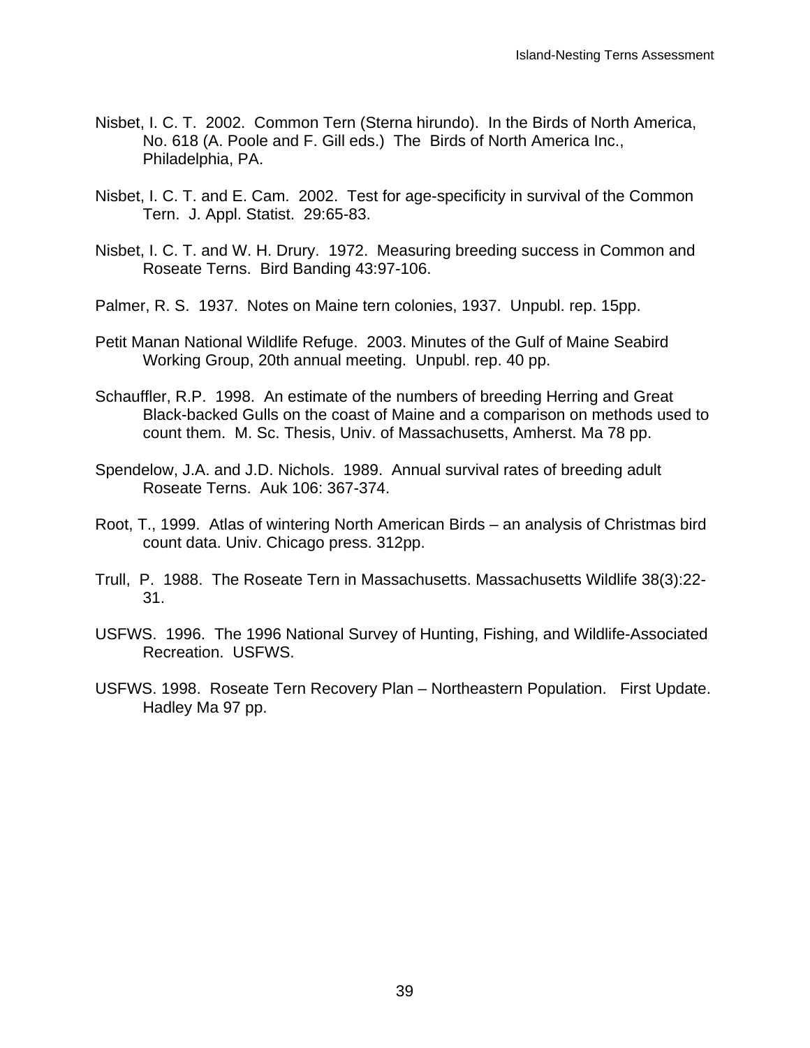Nisbet, I. C. T. 2002. Common Tern (Sterna hirundo). In the Birds of North America, No. 618 (A. Poole and F. Gill eds.) The Birds of North America Inc., Philadelphia, PA.

Nisbet, I. C. T. and E. Cam. 2002. Test for age-specificity in survival of the Common Tern. J. Appl. Statist. 29:65-83.

Nisbet, I. C. T. and W. H. Drury. 1972. Measuring breeding success in Common and Roseate Terns. Bird Banding 43:97-106.

Palmer, R. S. 1937. Notes on Maine tern colonies, 1937. Unpubl. rep. 15pp.

Petit Manan National Wildlife Refuge. 2003. Minutes of the Gulf of Maine Seabird Working Group, 20th annual meeting. Unpubl. rep. 40 pp.

Schauffler, R.P. 1998. An estimate of the numbers of breeding Herring and Great Black-backed Gulls on the coast of Maine and a comparison on methods used to count them. M. Sc. Thesis, Univ. of Massachusetts, Amherst. Ma 78 pp.

Spendelow, J.A. and J.D. Nichols. 1989. Annual survival rates of breeding adult Roseate Terns. Auk 106: 367-374.

Root, T., 1999. Atlas of wintering North American Birds – an analysis of Christmas bird count data. Univ. Chicago press. 312pp.

Trull, P. 1988. The Roseate Tern in Massachusetts. Massachusetts Wildlife 38(3):22-31.

USFWS. 1996. The 1996 National Survey of Hunting, Fishing, and Wildlife-Associated Recreation. USFWS.

USFWS. 1998. Roseate Tern Recovery Plan – Northeastern Population. First Update. Hadley Ma 97 pp.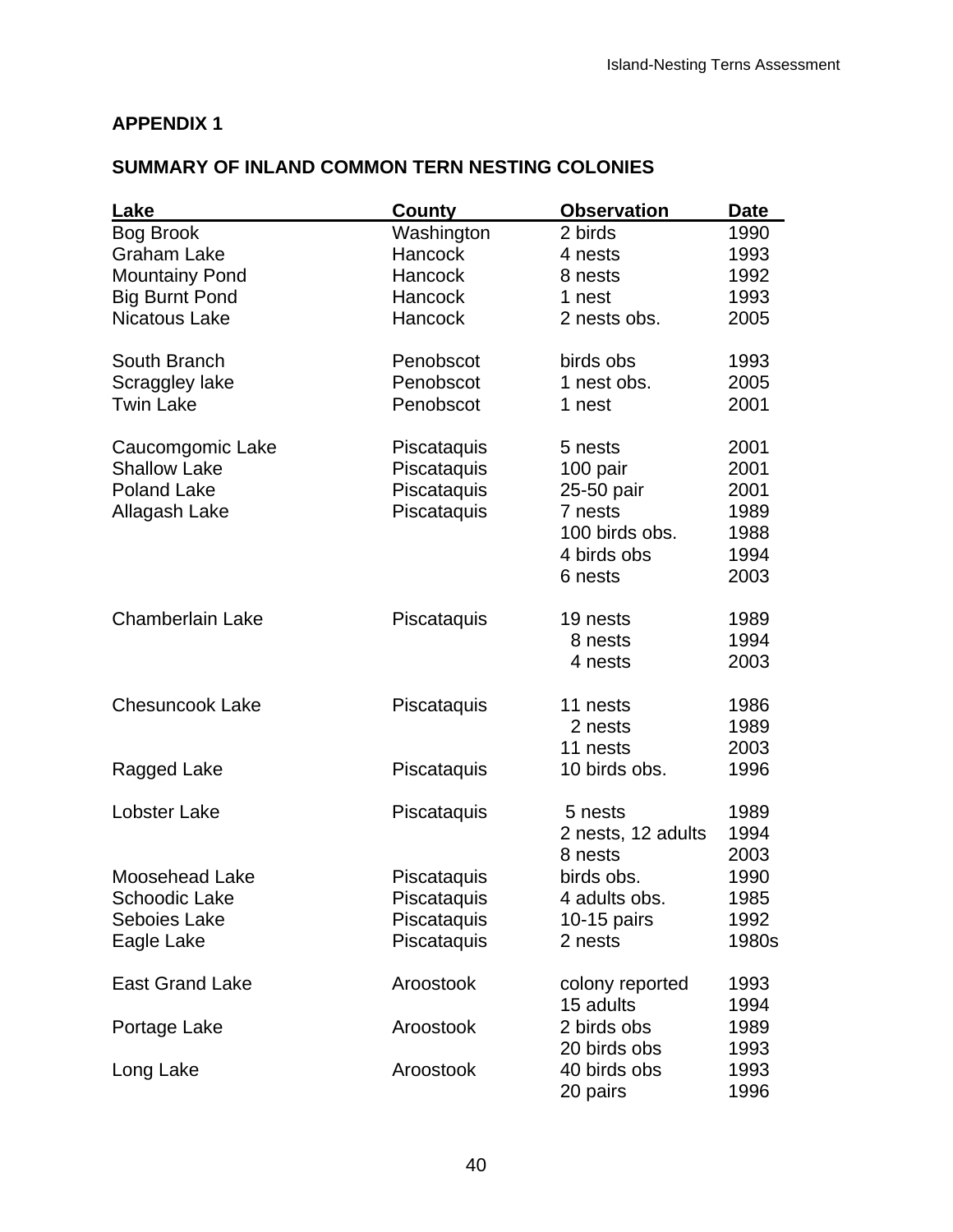## APPENDIX 1

## SUMMARY OF INLAND COMMON TERN NESTING COLONIES

| Lake | County | Observation | Date |
|---|---|---|---|
| Bog Brook | Washington | 2 birds | 1990 |
| Graham Lake | Hancock | 4 nests | 1993 |
| Mountainy Pond | Hancock | 8 nests | 1992 |
| Big Burnt Pond | Hancock | 1 nest | 1993 |
| Nicatous Lake | Hancock | 2 nests obs. | 2005 |
| South Branch | Penobscot | birds obs | 1993 |
| Scraggley lake | Penobscot | 1 nest obs. | 2005 |
| Twin Lake | Penobscot | 1 nest | 2001 |
| Caucomgomic Lake | Piscataquis | 5 nests | 2001 |
| Shallow Lake | Piscataquis | 100 pair | 2001 |
| Poland Lake | Piscataquis | 25-50 pair | 2001 |
| Allagash Lake | Piscataquis | 7 nests | 1989 |
| | | 100 birds obs. | 1988 |
| | | 4 birds obs | 1994 |
| | | 6 nests | 2003 |
| Chamberlain Lake | Piscataquis | 19 nests | 1989 |
| | | 8 nests | 1994 |
| | | 4 nests | 2003 |
| Chesuncook Lake | Piscataquis | 11 nests | 1986 |
| | | 2 nests | 1989 |
| | | 11 nests | 2003 |
| Ragged Lake | Piscataquis | 10 birds obs. | 1996 |
| Lobster Lake | Piscataquis | 5 nests | 1989 |
| | | 2 nests, 12 adults | 1994 |
| | | 8 nests | 2003 |
| Moosehead Lake | Piscataquis | birds obs. | 1990 |
| Schoodic Lake | Piscataquis | 4 adults obs. | 1985 |
| Seboies Lake | Piscataquis | 10-15 pairs | 1992 |
| Eagle Lake | Piscataquis | 2 nests | 1980s |
| East Grand Lake | Aroostook | colony reported | 1993 |
| | | 15 adults | 1994 |
| Portage Lake | Aroostook | 2 birds obs | 1989 |
| | | 20 birds obs | 1993 |
| Long Lake | Aroostook | 40 birds obs | 1993 |
| | | 20 pairs | 1996 |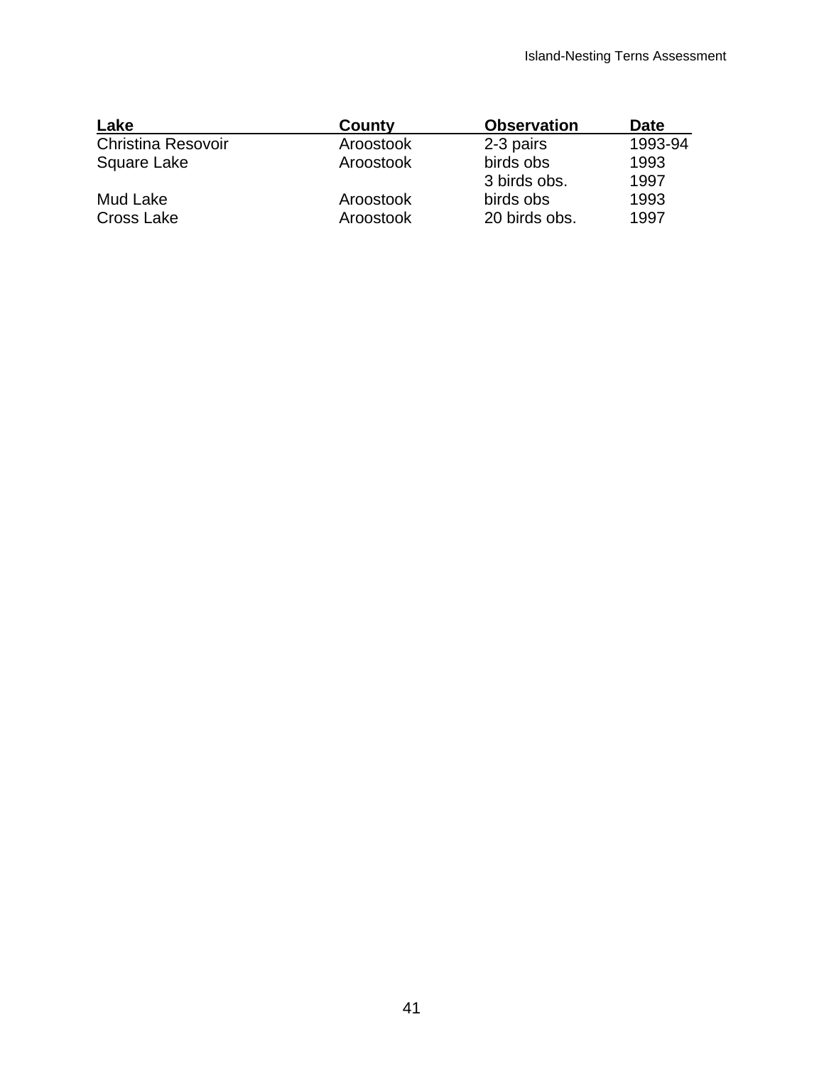| Lake | County | Observation | Date |
|---|---|---|---|
| Christina Resovoir | Aroostook | 2-3 pairs | 1993-94 |
| Square Lake | Aroostook | birds obs | 1993 |
| | | 3 birds obs. | 1997 |
| Mud Lake | Aroostook | birds obs | 1993 |
| Cross Lake | Aroostook | 20 birds obs. | 1997 |